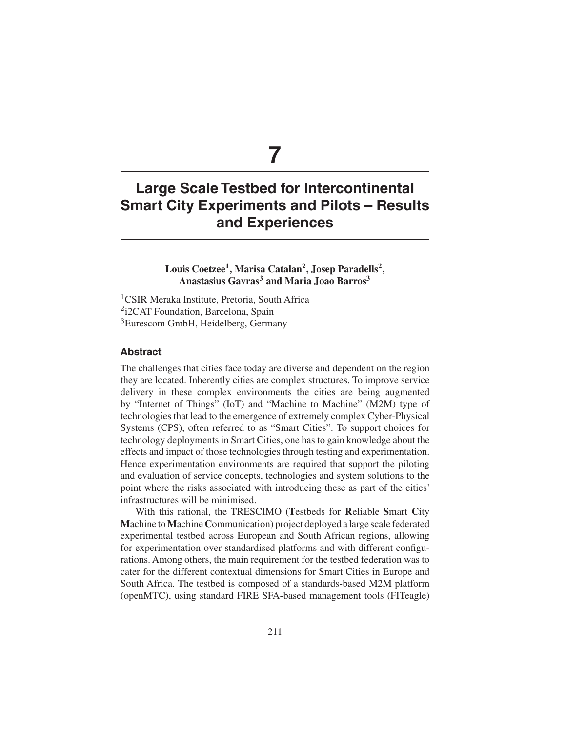# 7

# Large Scale Testbed for Intercontinental Smart City Experiments and Pilots – Results and Experiences

**Louis Coetzee[1], Marisa Catalan[2], Josep Paradells[2], Anastasius Gavras[3] and Maria Joao Barros[3]**

[1]CSIR Meraka Institute, Pretoria, South Africa
[2]i2CAT Foundation, Barcelona, Spain
[3]Eurescom GmbH, Heidelberg, Germany

### Abstract

The challenges that cities face today are diverse and dependent on the region they are located. Inherently cities are complex structures. To improve service delivery in these complex environments the cities are being augmented by "Internet of Things" (IoT) and "Machine to Machine" (M2M) type of technologies that lead to the emergence of extremely complex Cyber-Physical Systems (CPS), often referred to as "Smart Cities". To support choices for technology deployments in Smart Cities, one has to gain knowledge about the effects and impact of those technologies through testing and experimentation. Hence experimentation environments are required that support the piloting and evaluation of service concepts, technologies and system solutions to the point where the risks associated with introducing these as part of the cities' infrastructures will be minimised.

With this rational, the TRESCIMO (**T**estbeds for **R**eliable **S**mart **C**ity **M**achine to **M**achine **C**ommunication) project deployed a large scale federated experimental testbed across European and South African regions, allowing for experimentation over standardised platforms and with different configurations. Among others, the main requirement for the testbed federation was to cater for the different contextual dimensions for Smart Cities in Europe and South Africa. The testbed is composed of a standards-based M2M platform (openMTC), using standard FIRE SFA-based management tools (FITeagle)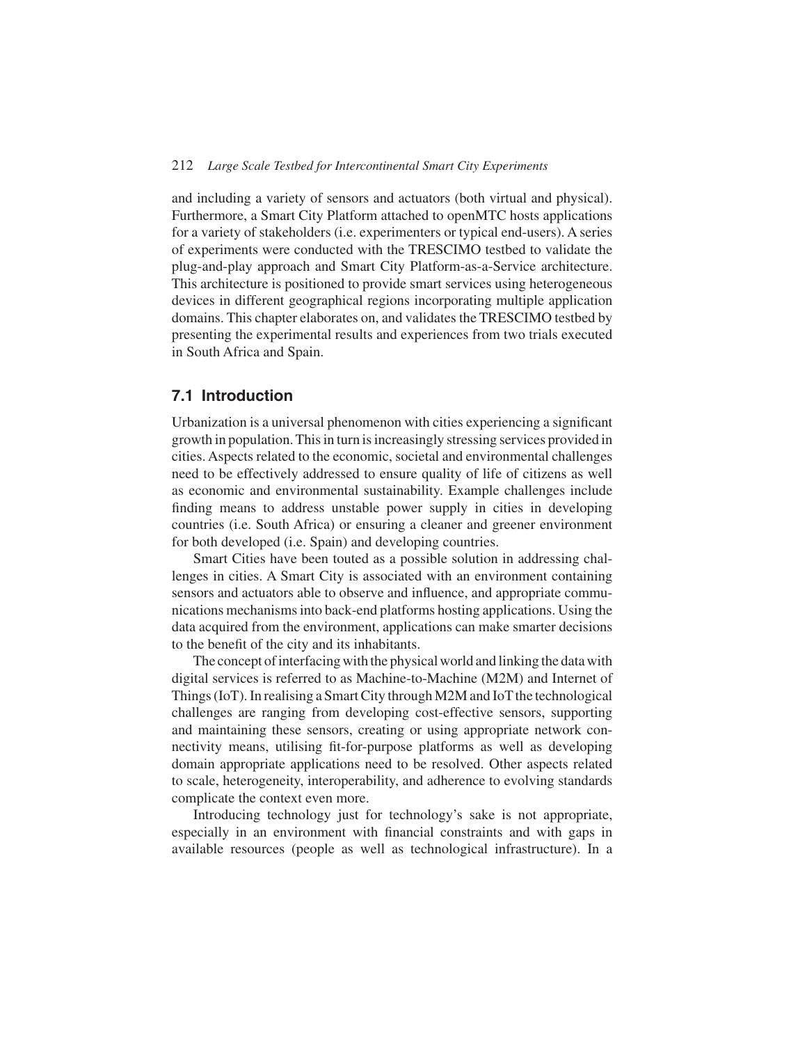and including a variety of sensors and actuators (both virtual and physical). Furthermore, a Smart City Platform attached to openMTC hosts applications for a variety of stakeholders (i.e. experimenters or typical end-users). A series of experiments were conducted with the TRESCIMO testbed to validate the plug-and-play approach and Smart City Platform-as-a-Service architecture. This architecture is positioned to provide smart services using heterogeneous devices in different geographical regions incorporating multiple application domains. This chapter elaborates on, and validates the TRESCIMO testbed by presenting the experimental results and experiences from two trials executed in South Africa and Spain.

## 7.1 Introduction

Urbanization is a universal phenomenon with cities experiencing a significant growth in population. This in turn is increasingly stressing services provided in cities. Aspects related to the economic, societal and environmental challenges need to be effectively addressed to ensure quality of life of citizens as well as economic and environmental sustainability. Example challenges include finding means to address unstable power supply in cities in developing countries (i.e. South Africa) or ensuring a cleaner and greener environment for both developed (i.e. Spain) and developing countries.

Smart Cities have been touted as a possible solution in addressing challenges in cities. A Smart City is associated with an environment containing sensors and actuators able to observe and influence, and appropriate communications mechanisms into back-end platforms hosting applications. Using the data acquired from the environment, applications can make smarter decisions to the benefit of the city and its inhabitants.

The concept of interfacing with the physical world and linking the data with digital services is referred to as Machine-to-Machine (M2M) and Internet of Things (IoT). In realising a Smart City through M2M and IoT the technological challenges are ranging from developing cost-effective sensors, supporting and maintaining these sensors, creating or using appropriate network connectivity means, utilising fit-for-purpose platforms as well as developing domain appropriate applications need to be resolved. Other aspects related to scale, heterogeneity, interoperability, and adherence to evolving standards complicate the context even more.

Introducing technology just for technology's sake is not appropriate, especially in an environment with financial constraints and with gaps in available resources (people as well as technological infrastructure). In a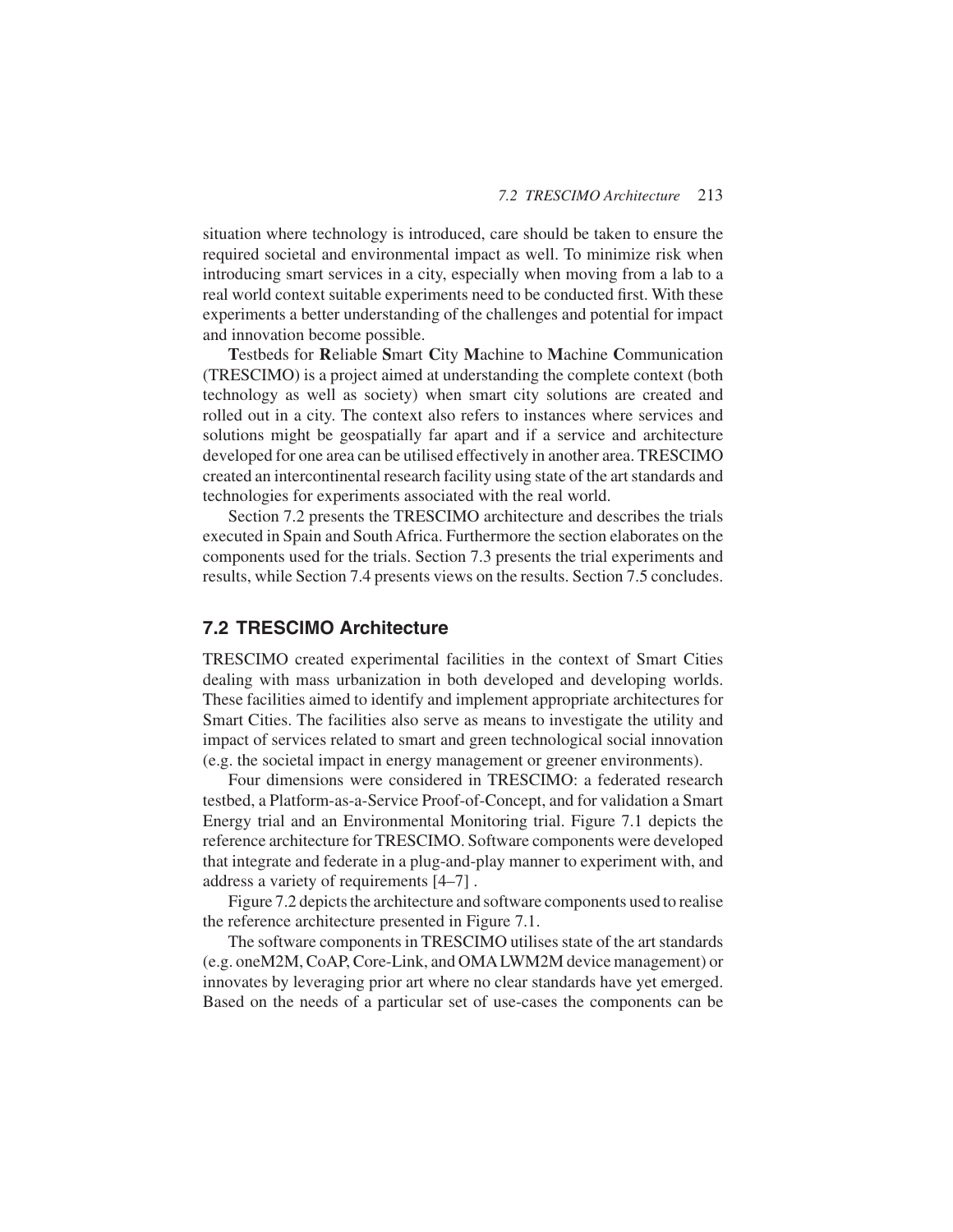situation where technology is introduced, care should be taken to ensure the required societal and environmental impact as well. To minimize risk when introducing smart services in a city, especially when moving from a lab to a real world context suitable experiments need to be conducted first. With these experiments a better understanding of the challenges and potential for impact and innovation become possible.

**T**estbeds for **R**eliable **S**mart **C**ity **M**achine to **M**achine **C**ommunication (TRESCIMO) is a project aimed at understanding the complete context (both technology as well as society) when smart city solutions are created and rolled out in a city. The context also refers to instances where services and solutions might be geospatially far apart and if a service and architecture developed for one area can be utilised effectively in another area. TRESCIMO created an intercontinental research facility using state of the art standards and technologies for experiments associated with the real world.

Section 7.2 presents the TRESCIMO architecture and describes the trials executed in Spain and South Africa. Furthermore the section elaborates on the components used for the trials. Section 7.3 presents the trial experiments and results, while Section 7.4 presents views on the results. Section 7.5 concludes.

## 7.2 TRESCIMO Architecture

TRESCIMO created experimental facilities in the context of Smart Cities dealing with mass urbanization in both developed and developing worlds. These facilities aimed to identify and implement appropriate architectures for Smart Cities. The facilities also serve as means to investigate the utility and impact of services related to smart and green technological social innovation (e.g. the societal impact in energy management or greener environments).

Four dimensions were considered in TRESCIMO: a federated research testbed, a Platform-as-a-Service Proof-of-Concept, and for validation a Smart Energy trial and an Environmental Monitoring trial. Figure 7.1 depicts the reference architecture for TRESCIMO. Software components were developed that integrate and federate in a plug-and-play manner to experiment with, and address a variety of requirements [4–7] .

Figure 7.2 depicts the architecture and software components used to realise the reference architecture presented in Figure 7.1.

The software components in TRESCIMO utilises state of the art standards (e.g. oneM2M, CoAP, Core-Link, and OMA LWM2M device management) or innovates by leveraging prior art where no clear standards have yet emerged. Based on the needs of a particular set of use-cases the components can be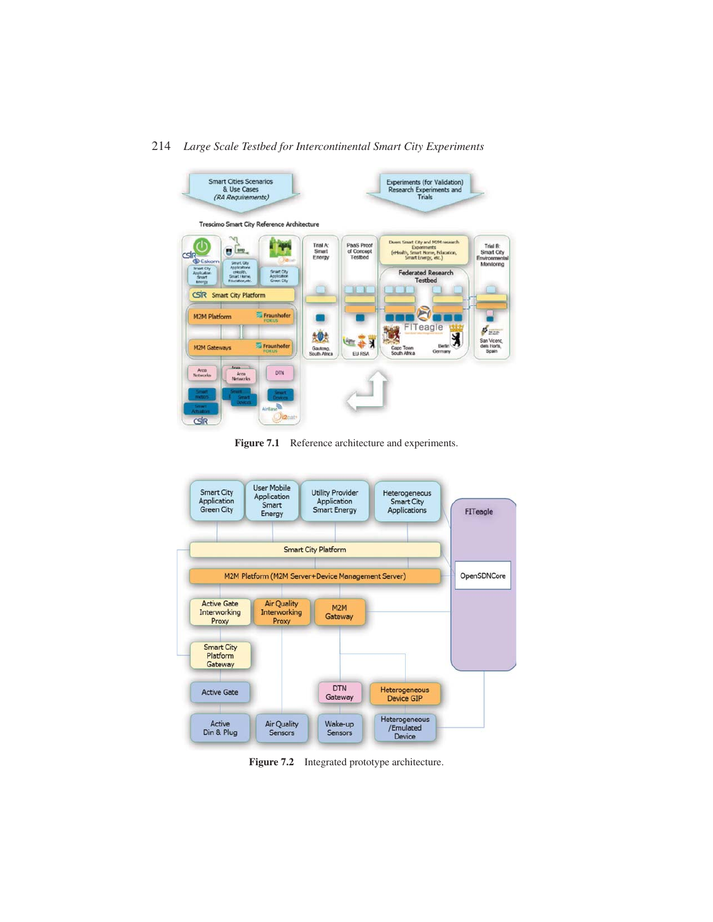Figure 7.1 Reference architecture and experiments.

Figure 7.2 Integrated prototype architecture.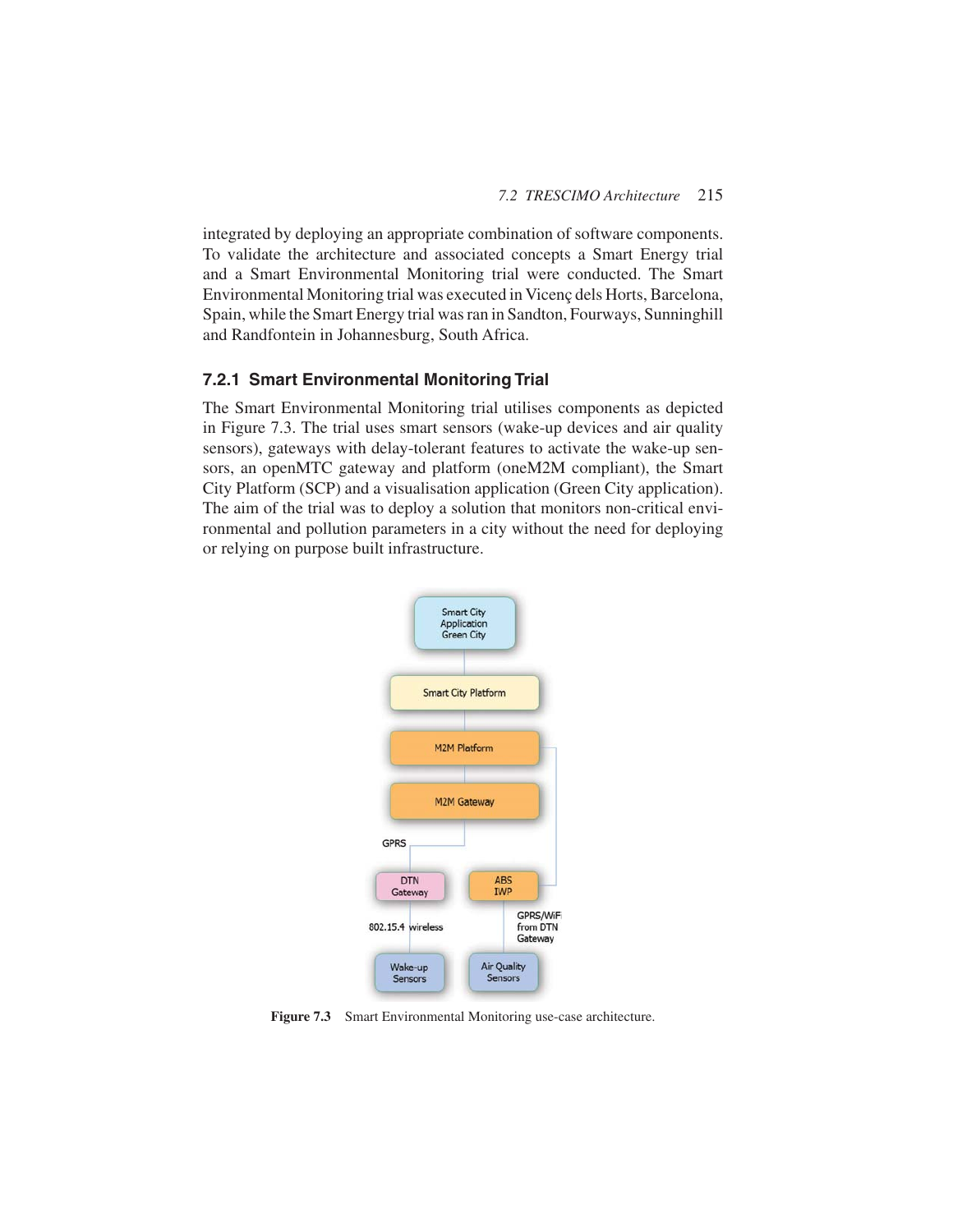integrated by deploying an appropriate combination of software components. To validate the architecture and associated concepts a Smart Energy trial and a Smart Environmental Monitoring trial were conducted. The Smart Environmental Monitoring trial was executed in Vicenç dels Horts, Barcelona, Spain, while the Smart Energy trial was ran in Sandton, Fourways, Sunninghill and Randfontein in Johannesburg, South Africa.

### 7.2.1 Smart Environmental Monitoring Trial

The Smart Environmental Monitoring trial utilises components as depicted in Figure 7.3. The trial uses smart sensors (wake-up devices and air quality sensors), gateways with delay-tolerant features to activate the wake-up sensors, an openMTC gateway and platform (oneM2M compliant), the Smart City Platform (SCP) and a visualisation application (Green City application). The aim of the trial was to deploy a solution that monitors non-critical environmental and pollution parameters in a city without the need for deploying or relying on purpose built infrastructure.

**Figure 7.3** Smart Environmental Monitoring use-case architecture.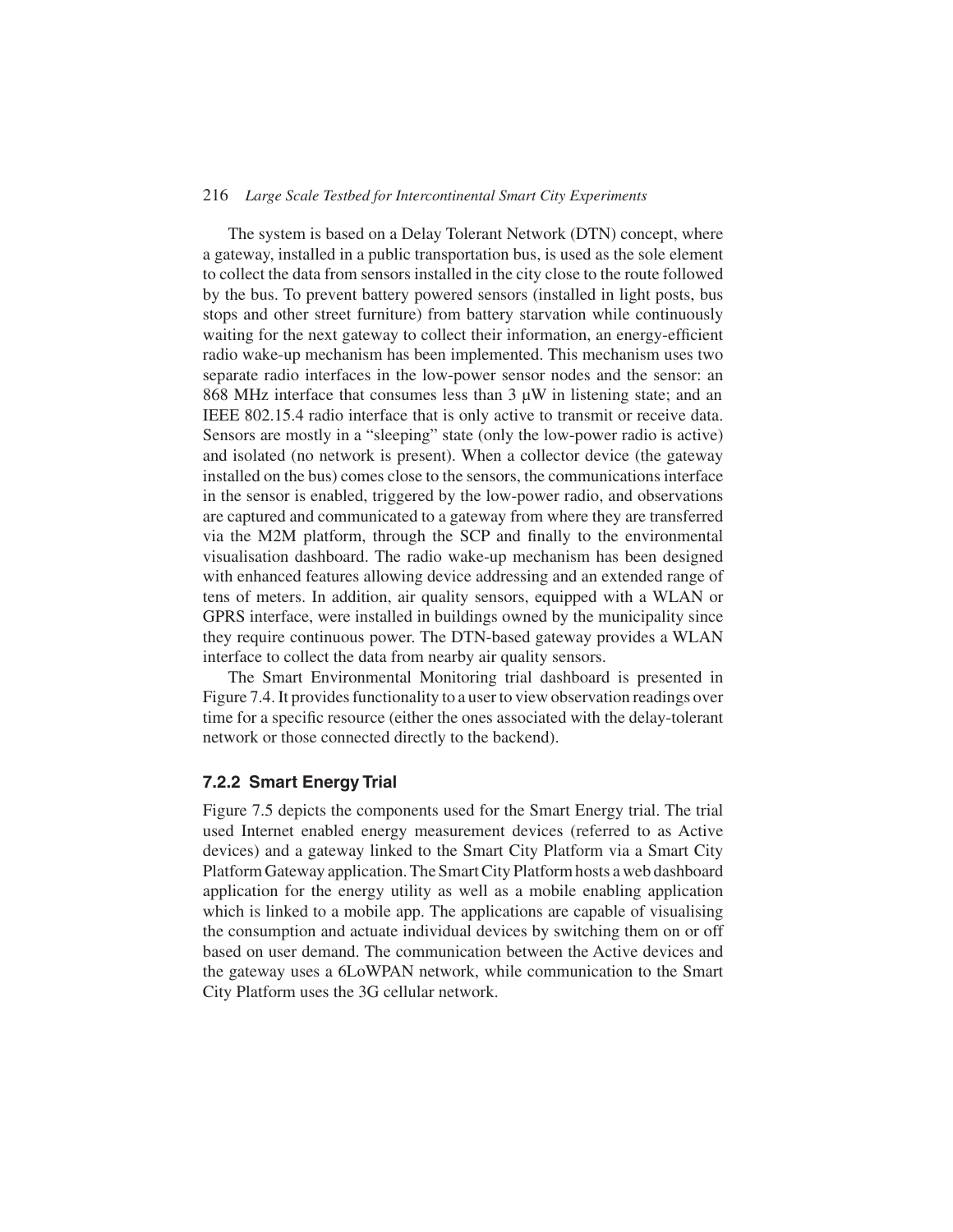The system is based on a Delay Tolerant Network (DTN) concept, where a gateway, installed in a public transportation bus, is used as the sole element to collect the data from sensors installed in the city close to the route followed by the bus. To prevent battery powered sensors (installed in light posts, bus stops and other street furniture) from battery starvation while continuously waiting for the next gateway to collect their information, an energy-efficient radio wake-up mechanism has been implemented. This mechanism uses two separate radio interfaces in the low-power sensor nodes and the sensor: an 868 MHz interface that consumes less than 3 μW in listening state; and an IEEE 802.15.4 radio interface that is only active to transmit or receive data. Sensors are mostly in a "sleeping" state (only the low-power radio is active) and isolated (no network is present). When a collector device (the gateway installed on the bus) comes close to the sensors, the communications interface in the sensor is enabled, triggered by the low-power radio, and observations are captured and communicated to a gateway from where they are transferred via the M2M platform, through the SCP and finally to the environmental visualisation dashboard. The radio wake-up mechanism has been designed with enhanced features allowing device addressing and an extended range of tens of meters. In addition, air quality sensors, equipped with a WLAN or GPRS interface, were installed in buildings owned by the municipality since they require continuous power. The DTN-based gateway provides a WLAN interface to collect the data from nearby air quality sensors.

The Smart Environmental Monitoring trial dashboard is presented in Figure 7.4. It provides functionality to a user to view observation readings over time for a specific resource (either the ones associated with the delay-tolerant network or those connected directly to the backend).

### 7.2.2 Smart Energy Trial

Figure 7.5 depicts the components used for the Smart Energy trial. The trial used Internet enabled energy measurement devices (referred to as Active devices) and a gateway linked to the Smart City Platform via a Smart City Platform Gateway application. The Smart City Platform hosts a web dashboard application for the energy utility as well as a mobile enabling application which is linked to a mobile app. The applications are capable of visualising the consumption and actuate individual devices by switching them on or off based on user demand. The communication between the Active devices and the gateway uses a 6LoWPAN network, while communication to the Smart City Platform uses the 3G cellular network.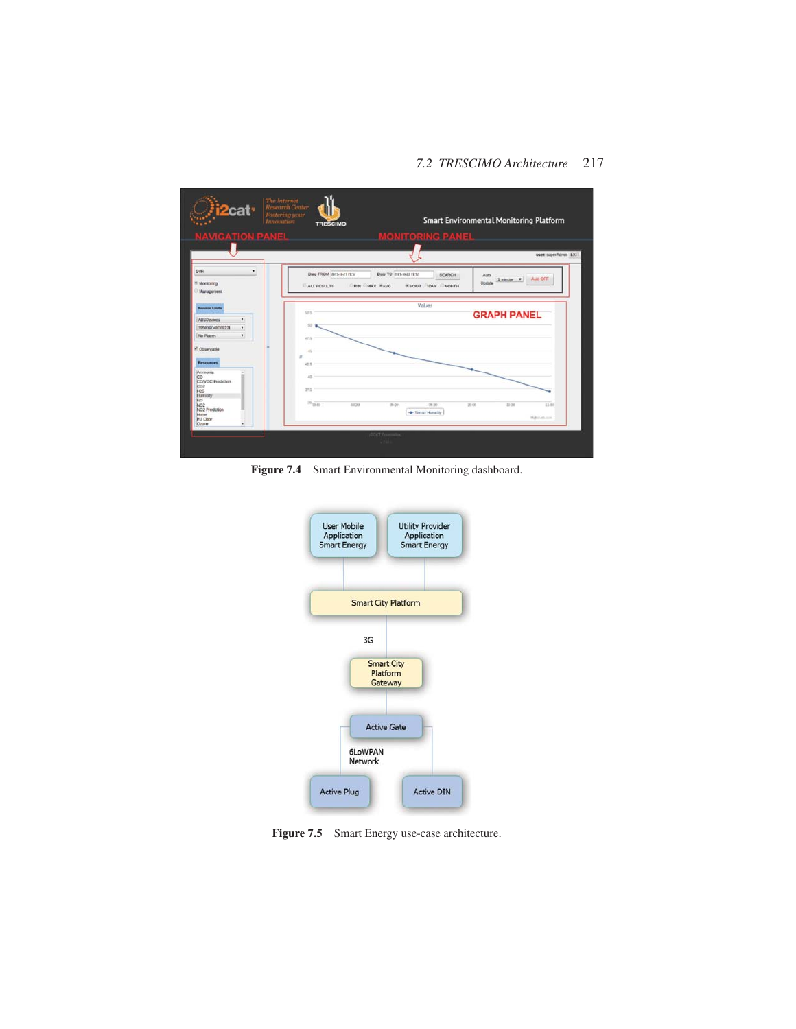Figure 7.4 Smart Environmental Monitoring dashboard.

Figure 7.5 Smart Energy use-case architecture.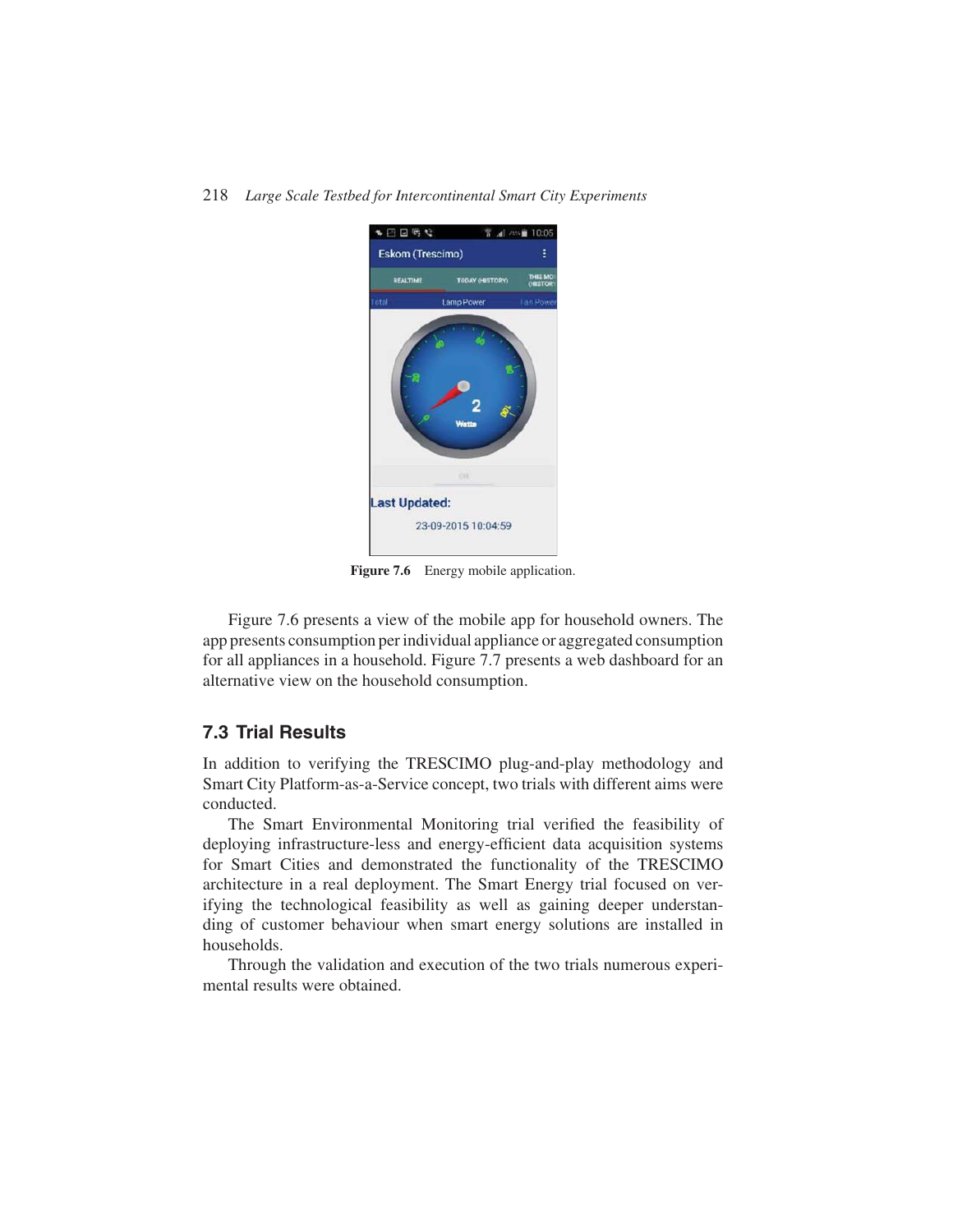Figure 7.6 Energy mobile application.

Figure 7.6 presents a view of the mobile app for household owners. The app presents consumption per individual appliance or aggregated consumption for all appliances in a household. Figure 7.7 presents a web dashboard for an alternative view on the household consumption.

## 7.3 Trial Results

In addition to verifying the TRESCIMO plug-and-play methodology and Smart City Platform-as-a-Service concept, two trials with different aims were conducted.

The Smart Environmental Monitoring trial verified the feasibility of deploying infrastructure-less and energy-efficient data acquisition systems for Smart Cities and demonstrated the functionality of the TRESCIMO architecture in a real deployment. The Smart Energy trial focused on verifying the technological feasibility as well as gaining deeper understanding of customer behaviour when smart energy solutions are installed in households.

Through the validation and execution of the two trials numerous experimental results were obtained.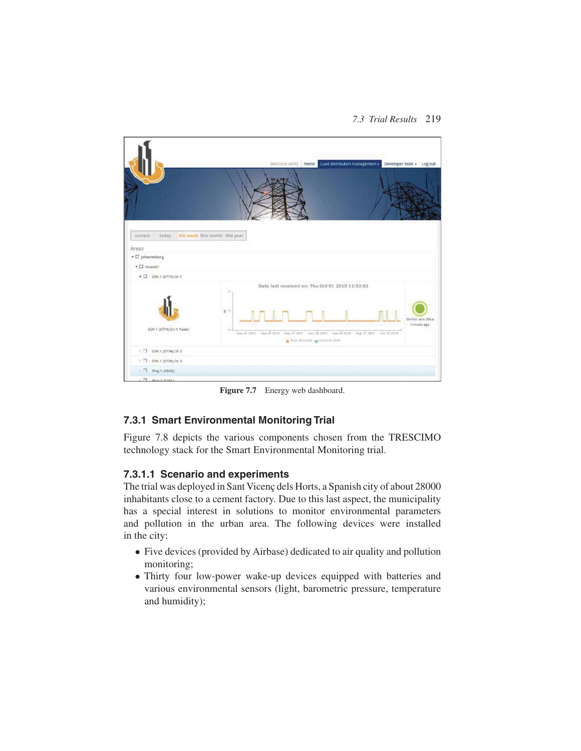Figure 7.7 Energy web dashboard.

### 7.3.1 Smart Environmental Monitoring Trial

Figure 7.8 depicts the various components chosen from the TRESCIMO technology stack for the Smart Environmental Monitoring trial.

#### 7.3.1.1 Scenario and experiments

The trial was deployed in Sant Vicenç dels Horts, a Spanish city of about 28000 inhabitants close to a cement factory. Due to this last aspect, the municipality has a special interest in solutions to monitor environmental parameters and pollution in the urban area. The following devices were installed in the city:

- Five devices (provided by Airbase) dedicated to air quality and pollution monitoring;
- Thirty four low-power wake-up devices equipped with batteries and various environmental sensors (light, barometric pressure, temperature and humidity);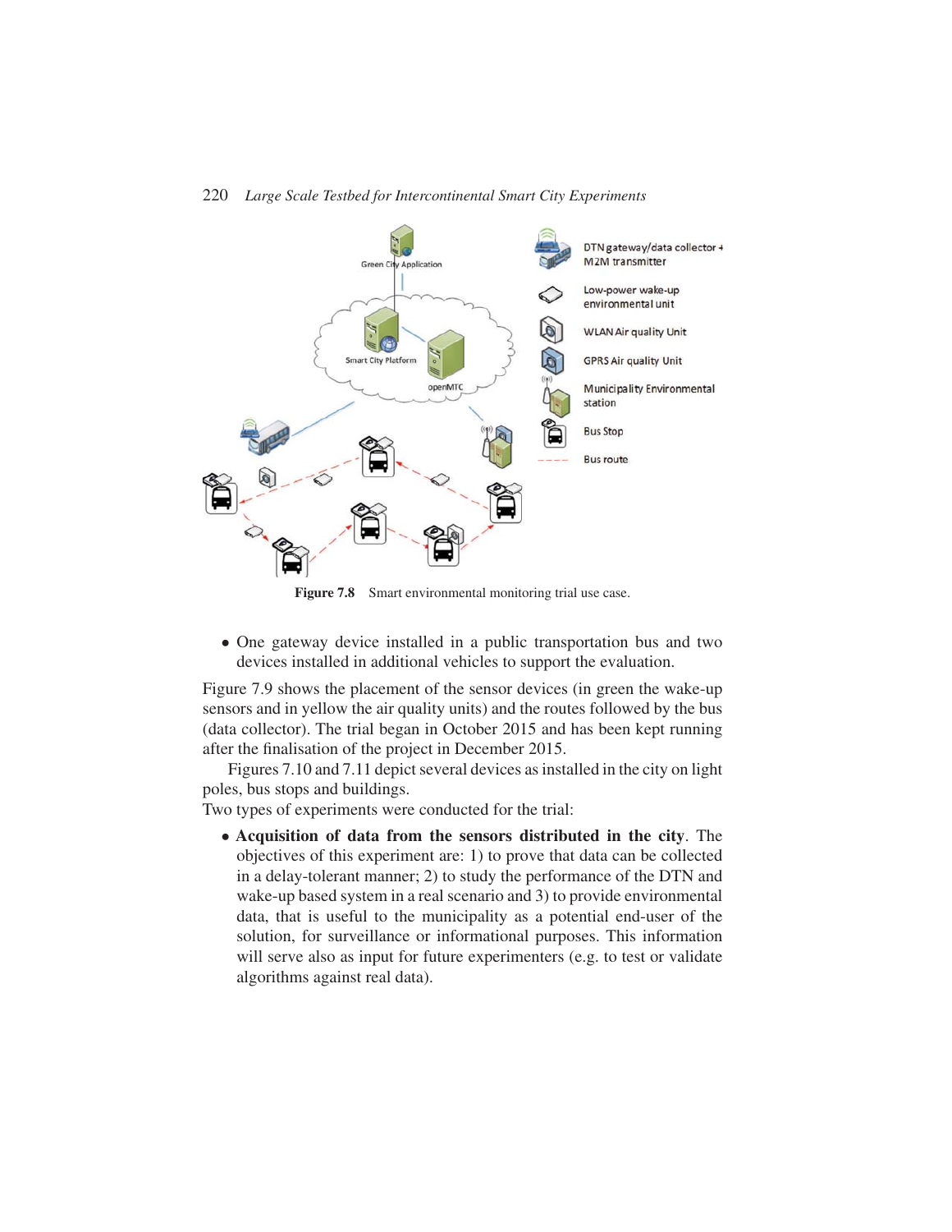Figure 7.8 Smart environmental monitoring trial use case.

- One gateway device installed in a public transportation bus and two devices installed in additional vehicles to support the evaluation.

Figure 7.9 shows the placement of the sensor devices (in green the wake-up sensors and in yellow the air quality units) and the routes followed by the bus (data collector). The trial began in October 2015 and has been kept running after the finalisation of the project in December 2015.

Figures 7.10 and 7.11 depict several devices as installed in the city on light poles, bus stops and buildings.

Two types of experiments were conducted for the trial:

- **Acquisition of data from the sensors distributed in the city**. The objectives of this experiment are: 1) to prove that data can be collected in a delay-tolerant manner; 2) to study the performance of the DTN and wake-up based system in a real scenario and 3) to provide environmental data, that is useful to the municipality as a potential end-user of the solution, for surveillance or informational purposes. This information will serve also as input for future experimenters (e.g. to test or validate algorithms against real data).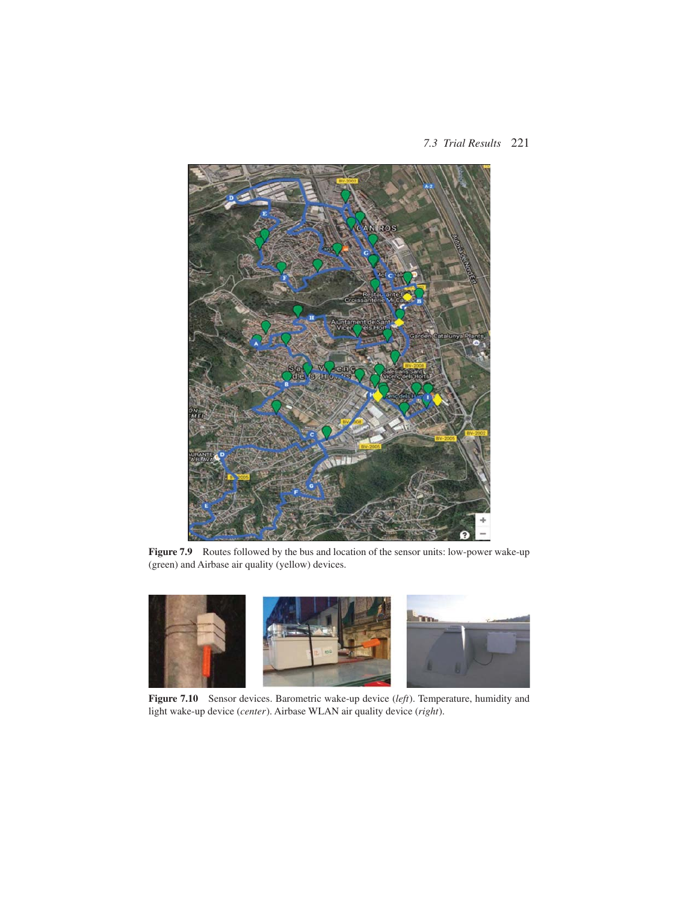Figure 7.9 Routes followed by the bus and location of the sensor units: low-power wake-up (green) and Airbase air quality (yellow) devices.

Figure 7.10 Sensor devices. Barometric wake-up device (*left*). Temperature, humidity and light wake-up device (*center*). Airbase WLAN air quality device (*right*).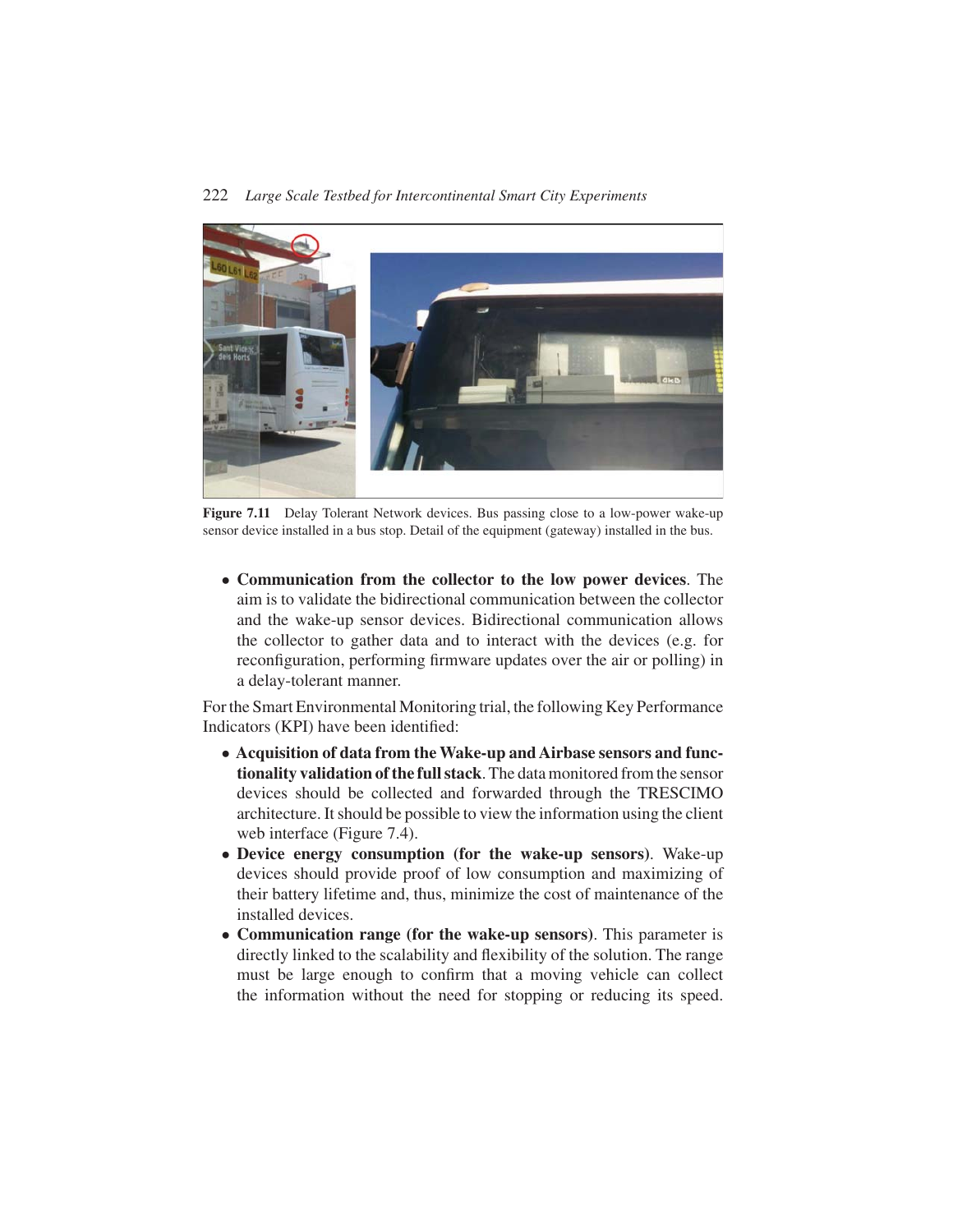**Figure 7.11** Delay Tolerant Network devices. Bus passing close to a low-power wake-up sensor device installed in a bus stop. Detail of the equipment (gateway) installed in the bus.

- **Communication from the collector to the low power devices**. The aim is to validate the bidirectional communication between the collector and the wake-up sensor devices. Bidirectional communication allows the collector to gather data and to interact with the devices (e.g. for reconfiguration, performing firmware updates over the air or polling) in a delay-tolerant manner.

For the Smart Environmental Monitoring trial, the following Key Performance Indicators (KPI) have been identified:

- **Acquisition of data from the Wake-up and Airbase sensors and functionality validation of the full stack**. The data monitored from the sensor devices should be collected and forwarded through the TRESCIMO architecture. It should be possible to view the information using the client web interface (Figure 7.4).
- **Device energy consumption (for the wake-up sensors)**. Wake-up devices should provide proof of low consumption and maximizing of their battery lifetime and, thus, minimize the cost of maintenance of the installed devices.
- **Communication range (for the wake-up sensors)**. This parameter is directly linked to the scalability and flexibility of the solution. The range must be large enough to confirm that a moving vehicle can collect the information without the need for stopping or reducing its speed.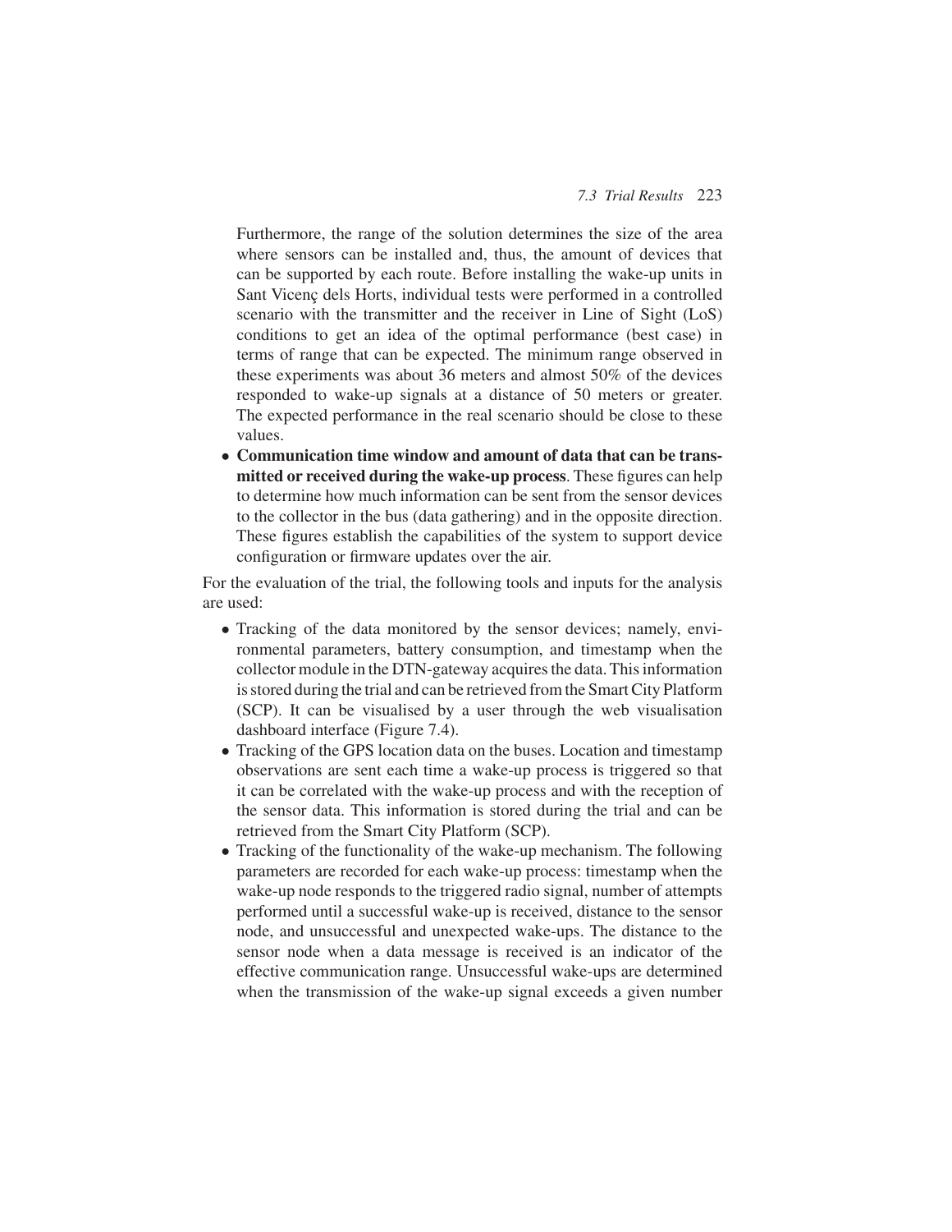Furthermore, the range of the solution determines the size of the area where sensors can be installed and, thus, the amount of devices that can be supported by each route. Before installing the wake-up units in Sant Vicenç dels Horts, individual tests were performed in a controlled scenario with the transmitter and the receiver in Line of Sight (LoS) conditions to get an idea of the optimal performance (best case) in terms of range that can be expected. The minimum range observed in these experiments was about 36 meters and almost 50% of the devices responded to wake-up signals at a distance of 50 meters or greater. The expected performance in the real scenario should be close to these values.

- **Communication time window and amount of data that can be transmitted or received during the wake-up process**. These figures can help to determine how much information can be sent from the sensor devices to the collector in the bus (data gathering) and in the opposite direction. These figures establish the capabilities of the system to support device configuration or firmware updates over the air.

For the evaluation of the trial, the following tools and inputs for the analysis are used:

- Tracking of the data monitored by the sensor devices; namely, environmental parameters, battery consumption, and timestamp when the collector module in the DTN-gateway acquires the data. This information is stored during the trial and can be retrieved from the Smart City Platform (SCP). It can be visualised by a user through the web visualisation dashboard interface (Figure 7.4).
- Tracking of the GPS location data on the buses. Location and timestamp observations are sent each time a wake-up process is triggered so that it can be correlated with the wake-up process and with the reception of the sensor data. This information is stored during the trial and can be retrieved from the Smart City Platform (SCP).
- Tracking of the functionality of the wake-up mechanism. The following parameters are recorded for each wake-up process: timestamp when the wake-up node responds to the triggered radio signal, number of attempts performed until a successful wake-up is received, distance to the sensor node, and unsuccessful and unexpected wake-ups. The distance to the sensor node when a data message is received is an indicator of the effective communication range. Unsuccessful wake-ups are determined when the transmission of the wake-up signal exceeds a given number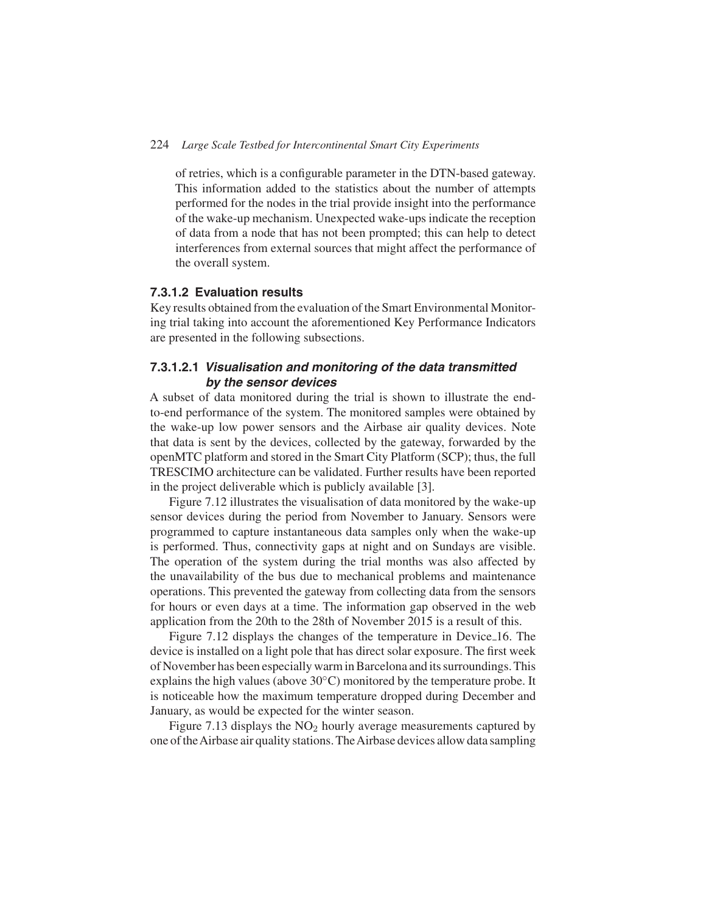of retries, which is a configurable parameter in the DTN-based gateway. This information added to the statistics about the number of attempts performed for the nodes in the trial provide insight into the performance of the wake-up mechanism. Unexpected wake-ups indicate the reception of data from a node that has not been prompted; this can help to detect interferences from external sources that might affect the performance of the overall system.

#### 7.3.1.2 Evaluation results

Key results obtained from the evaluation of the Smart Environmental Monitoring trial taking into account the aforementioned Key Performance Indicators are presented in the following subsections.

##### 7.3.1.2.1 *Visualisation and monitoring of the data transmitted by the sensor devices*

A subset of data monitored during the trial is shown to illustrate the end-to-end performance of the system. The monitored samples were obtained by the wake-up low power sensors and the Airbase air quality devices. Note that data is sent by the devices, collected by the gateway, forwarded by the openMTC platform and stored in the Smart City Platform (SCP); thus, the full TRESCIMO architecture can be validated. Further results have been reported in the project deliverable which is publicly available [3].

Figure 7.12 illustrates the visualisation of data monitored by the wake-up sensor devices during the period from November to January. Sensors were programmed to capture instantaneous data samples only when the wake-up is performed. Thus, connectivity gaps at night and on Sundays are visible. The operation of the system during the trial months was also affected by the unavailability of the bus due to mechanical problems and maintenance operations. This prevented the gateway from collecting data from the sensors for hours or even days at a time. The information gap observed in the web application from the 20th to the 28th of November 2015 is a result of this.

Figure 7.12 displays the changes of the temperature in Device_16. The device is installed on a light pole that has direct solar exposure. The first week of November has been especially warm in Barcelona and its surroundings. This explains the high values (above 30°C) monitored by the temperature probe. It is noticeable how the maximum temperature dropped during December and January, as would be expected for the winter season.

Figure 7.13 displays the $NO_2$ hourly average measurements captured by one of the Airbase air quality stations. The Airbase devices allow data sampling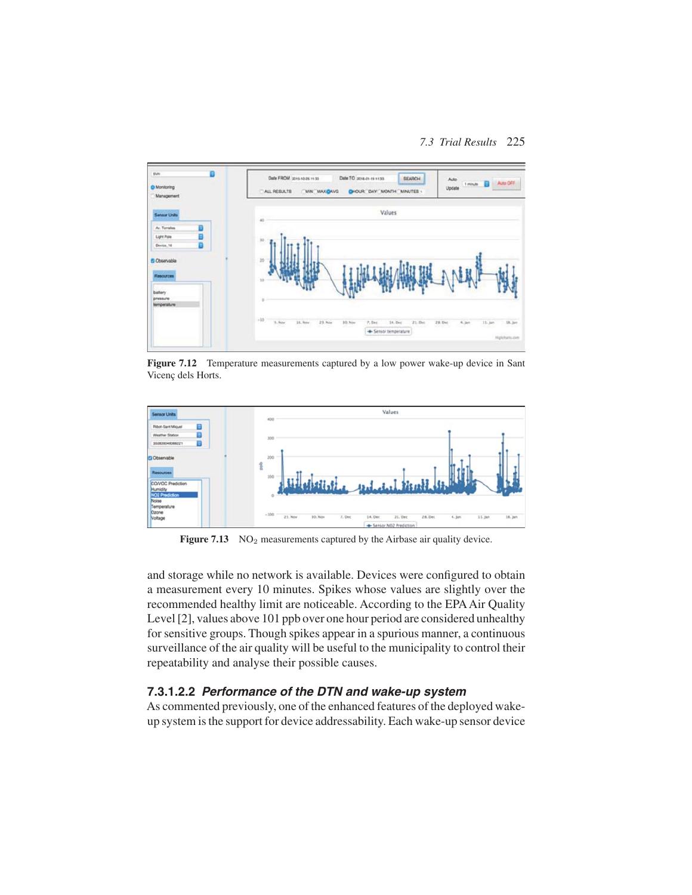Figure 7.12 Temperature measurements captured by a low power wake-up device in Sant Vicenç dels Horts.

Figure 7.13 $NO_2$ measurements captured by the Airbase air quality device.

and storage while no network is available. Devices were configured to obtain a measurement every 10 minutes. Spikes whose values are slightly over the recommended healthy limit are noticeable. According to the EPA Air Quality Level [2], values above 101 ppb over one hour period are considered unhealthy for sensitive groups. Though spikes appear in a spurious manner, a continuous surveillance of the air quality will be useful to the municipality to control their repeatability and analyse their possible causes.

#### 7.3.1.2.2 *Performance of the DTN and wake-up system*

As commented previously, one of the enhanced features of the deployed wake-up system is the support for device addressability. Each wake-up sensor device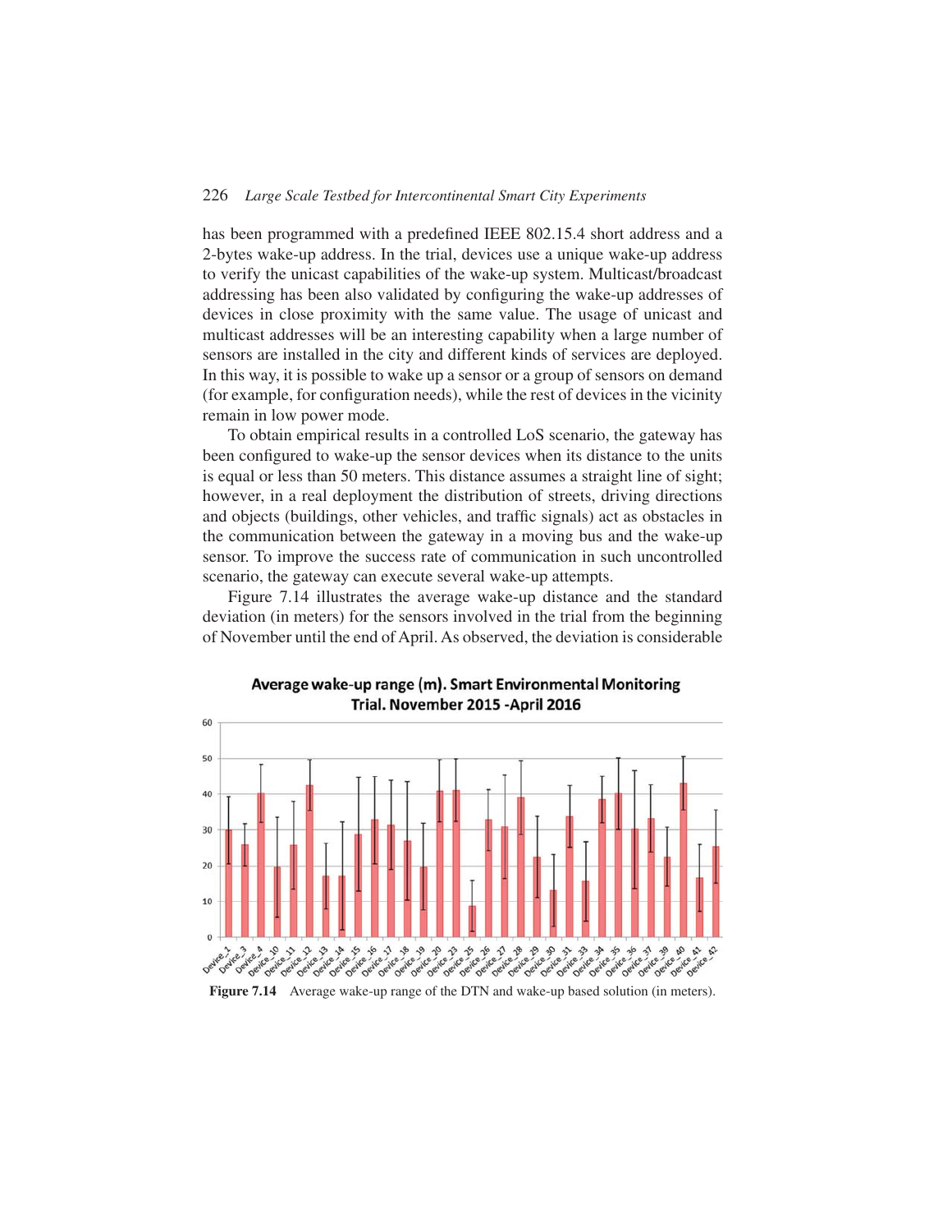has been programmed with a predefined IEEE 802.15.4 short address and a 2-bytes wake-up address. In the trial, devices use a unique wake-up address to verify the unicast capabilities of the wake-up system. Multicast/broadcast addressing has been also validated by configuring the wake-up addresses of devices in close proximity with the same value. The usage of unicast and multicast addresses will be an interesting capability when a large number of sensors are installed in the city and different kinds of services are deployed. In this way, it is possible to wake up a sensor or a group of sensors on demand (for example, for configuration needs), while the rest of devices in the vicinity remain in low power mode.

To obtain empirical results in a controlled LoS scenario, the gateway has been configured to wake-up the sensor devices when its distance to the units is equal or less than 50 meters. This distance assumes a straight line of sight; however, in a real deployment the distribution of streets, driving directions and objects (buildings, other vehicles, and traffic signals) act as obstacles in the communication between the gateway in a moving bus and the wake-up sensor. To improve the success rate of communication in such uncontrolled scenario, the gateway can execute several wake-up attempts.

Figure 7.14 illustrates the average wake-up distance and the standard deviation (in meters) for the sensors involved in the trial from the beginning of November until the end of April. As observed, the deviation is considerable

**Average wake-up range (m). Smart Environmental Monitoring Trial. November 2015 -April 2016**

**Figure 7.14** Average wake-up range of the DTN and wake-up based solution (in meters).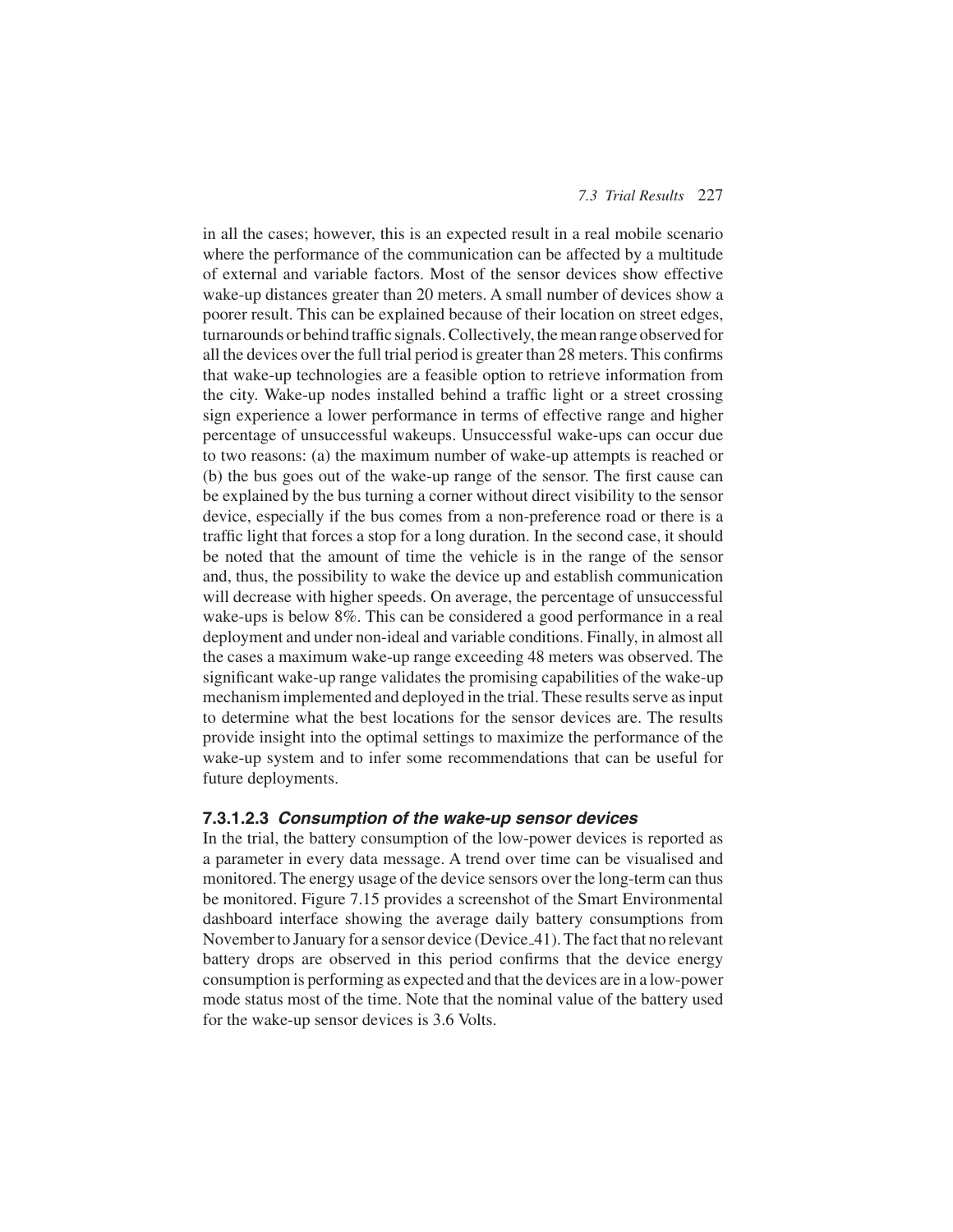in all the cases; however, this is an expected result in a real mobile scenario where the performance of the communication can be affected by a multitude of external and variable factors. Most of the sensor devices show effective wake-up distances greater than 20 meters. A small number of devices show a poorer result. This can be explained because of their location on street edges, turnarounds or behind traffic signals. Collectively, the mean range observed for all the devices over the full trial period is greater than 28 meters. This confirms that wake-up technologies are a feasible option to retrieve information from the city. Wake-up nodes installed behind a traffic light or a street crossing sign experience a lower performance in terms of effective range and higher percentage of unsuccessful wakeups. Unsuccessful wake-ups can occur due to two reasons: (a) the maximum number of wake-up attempts is reached or (b) the bus goes out of the wake-up range of the sensor. The first cause can be explained by the bus turning a corner without direct visibility to the sensor device, especially if the bus comes from a non-preference road or there is a traffic light that forces a stop for a long duration. In the second case, it should be noted that the amount of time the vehicle is in the range of the sensor and, thus, the possibility to wake the device up and establish communication will decrease with higher speeds. On average, the percentage of unsuccessful wake-ups is below 8%. This can be considered a good performance in a real deployment and under non-ideal and variable conditions. Finally, in almost all the cases a maximum wake-up range exceeding 48 meters was observed. The significant wake-up range validates the promising capabilities of the wake-up mechanism implemented and deployed in the trial. These results serve as input to determine what the best locations for the sensor devices are. The results provide insight into the optimal settings to maximize the performance of the wake-up system and to infer some recommendations that can be useful for future deployments.

#### 7.3.1.2.3 *Consumption of the wake-up sensor devices*

In the trial, the battery consumption of the low-power devices is reported as a parameter in every data message. A trend over time can be visualised and monitored. The energy usage of the device sensors over the long-term can thus be monitored. Figure 7.15 provides a screenshot of the Smart Environmental dashboard interface showing the average daily battery consumptions from November to January for a sensor device (Device_41). The fact that no relevant battery drops are observed in this period confirms that the device energy consumption is performing as expected and that the devices are in a low-power mode status most of the time. Note that the nominal value of the battery used for the wake-up sensor devices is 3.6 Volts.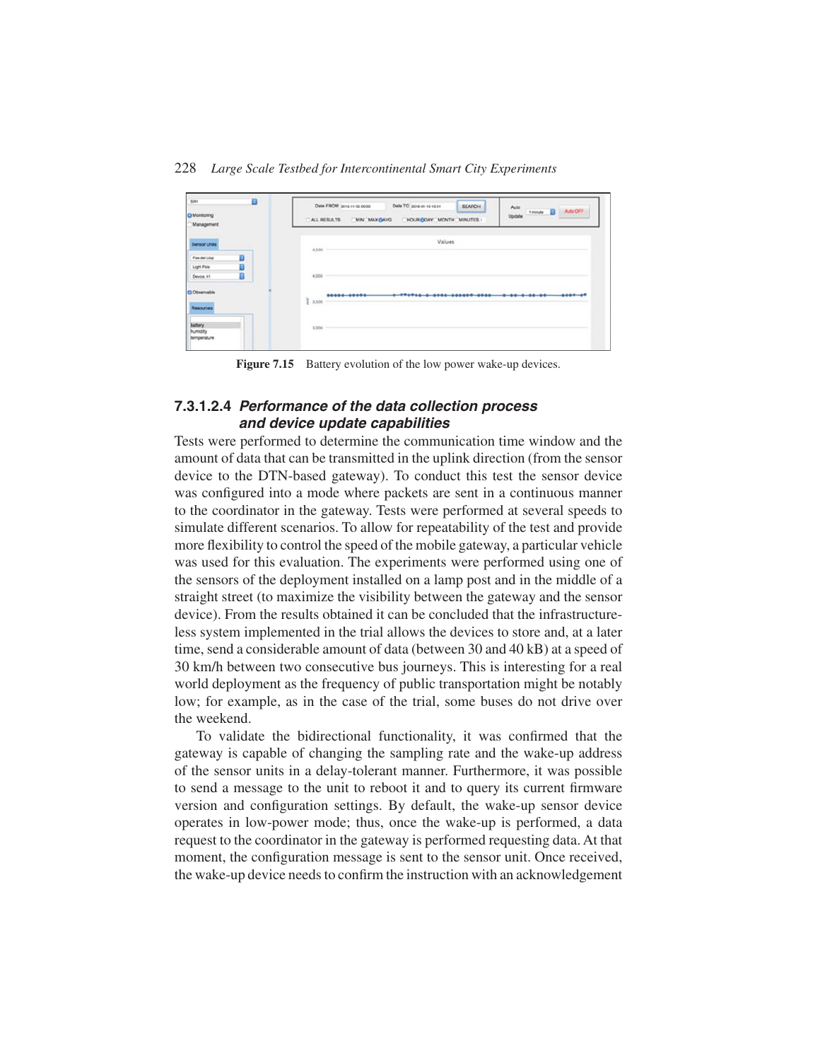Figure 7.15 Battery evolution of the low power wake-up devices.

#### 7.3.1.2.4 *Performance of the data collection process and device update capabilities*

Tests were performed to determine the communication time window and the amount of data that can be transmitted in the uplink direction (from the sensor device to the DTN-based gateway). To conduct this test the sensor device was configured into a mode where packets are sent in a continuous manner to the coordinator in the gateway. Tests were performed at several speeds to simulate different scenarios. To allow for repeatability of the test and provide more flexibility to control the speed of the mobile gateway, a particular vehicle was used for this evaluation. The experiments were performed using one of the sensors of the deployment installed on a lamp post and in the middle of a straight street (to maximize the visibility between the gateway and the sensor device). From the results obtained it can be concluded that the infrastructure-less system implemented in the trial allows the devices to store and, at a later time, send a considerable amount of data (between 30 and 40 kB) at a speed of 30 km/h between two consecutive bus journeys. This is interesting for a real world deployment as the frequency of public transportation might be notably low; for example, as in the case of the trial, some buses do not drive over the weekend.

To validate the bidirectional functionality, it was confirmed that the gateway is capable of changing the sampling rate and the wake-up address of the sensor units in a delay-tolerant manner. Furthermore, it was possible to send a message to the unit to reboot it and to query its current firmware version and configuration settings. By default, the wake-up sensor device operates in low-power mode; thus, once the wake-up is performed, a data request to the coordinator in the gateway is performed requesting data. At that moment, the configuration message is sent to the sensor unit. Once received, the wake-up device needs to confirm the instruction with an acknowledgement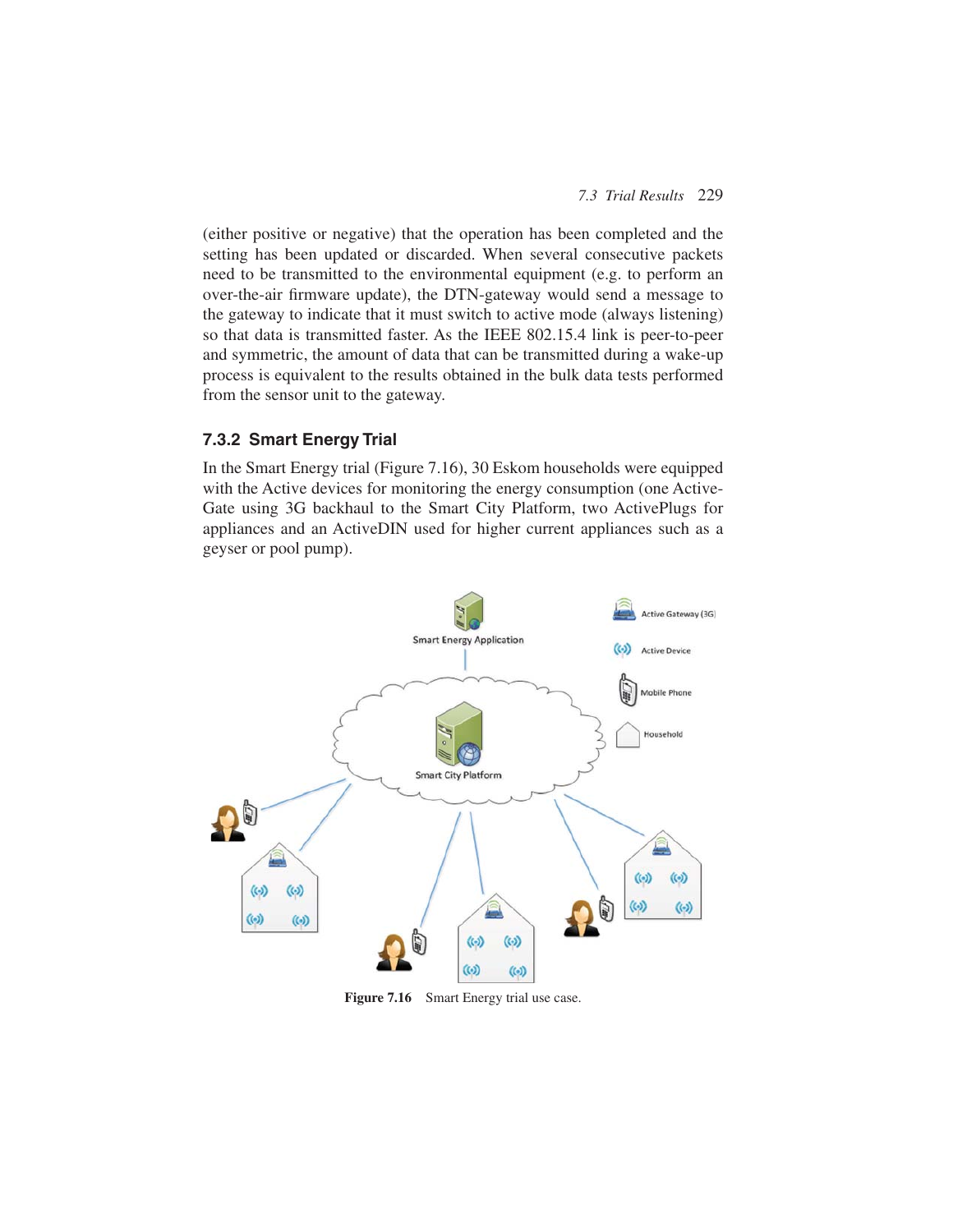(either positive or negative) that the operation has been completed and the setting has been updated or discarded. When several consecutive packets need to be transmitted to the environmental equipment (e.g. to perform an over-the-air firmware update), the DTN-gateway would send a message to the gateway to indicate that it must switch to active mode (always listening) so that data is transmitted faster. As the IEEE 802.15.4 link is peer-to-peer and symmetric, the amount of data that can be transmitted during a wake-up process is equivalent to the results obtained in the bulk data tests performed from the sensor unit to the gateway.

### 7.3.2 Smart Energy Trial

In the Smart Energy trial (Figure 7.16), 30 Eskom households were equipped with the Active devices for monitoring the energy consumption (one Active-Gate using 3G backhaul to the Smart City Platform, two ActivePlugs for appliances and an ActiveDIN used for higher current appliances such as a geyser or pool pump).

**Figure 7.16** Smart Energy trial use case.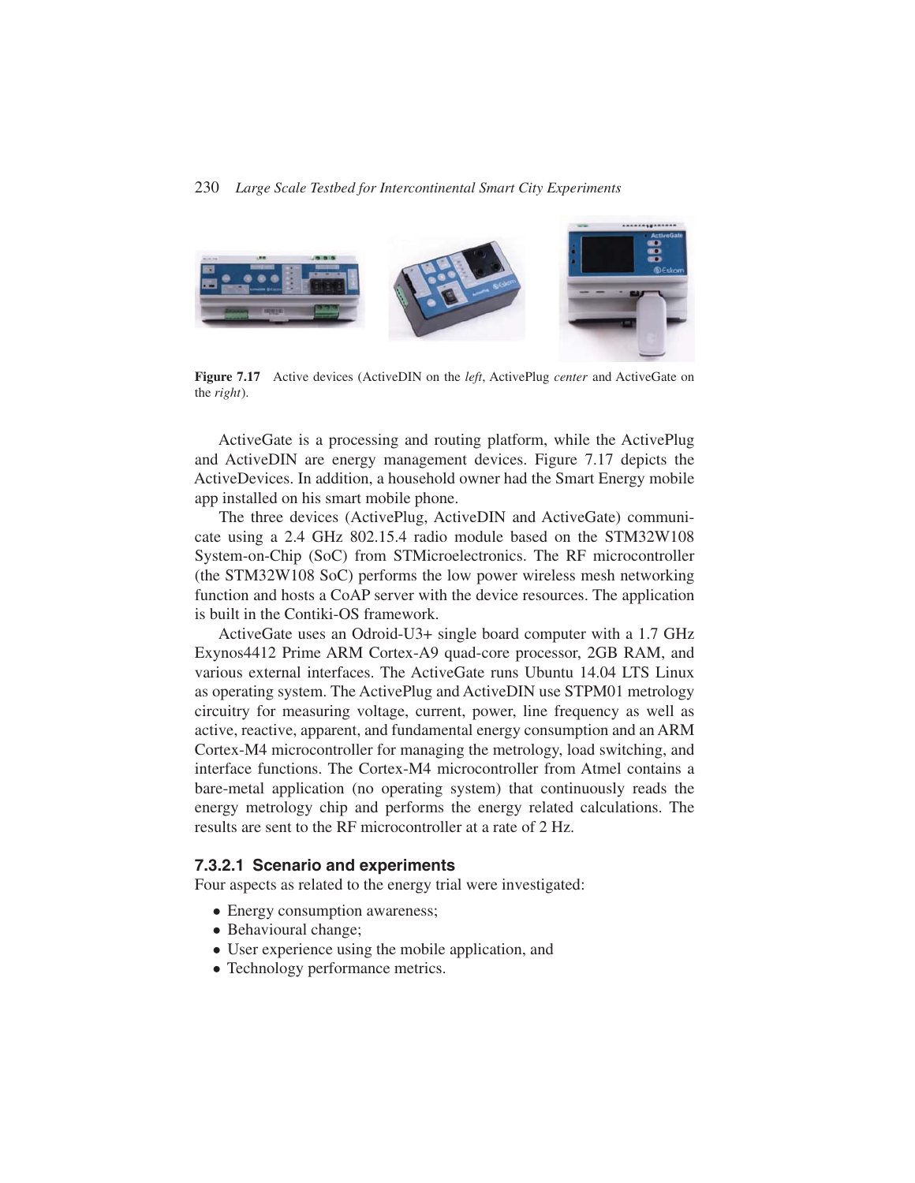**Figure 7.17** Active devices (ActiveDIN on the *left*, ActivePlug *center* and ActiveGate on the *right*).

ActiveGate is a processing and routing platform, while the ActivePlug and ActiveDIN are energy management devices. Figure 7.17 depicts the ActiveDevices. In addition, a household owner had the Smart Energy mobile app installed on his smart mobile phone.

The three devices (ActivePlug, ActiveDIN and ActiveGate) communicate using a 2.4 GHz 802.15.4 radio module based on the STM32W108 System-on-Chip (SoC) from STMicroelectronics. The RF microcontroller (the STM32W108 SoC) performs the low power wireless mesh networking function and hosts a CoAP server with the device resources. The application is built in the Contiki-OS framework.

ActiveGate uses an Odroid-U3+ single board computer with a 1.7 GHz Exynos4412 Prime ARM Cortex-A9 quad-core processor, 2GB RAM, and various external interfaces. The ActiveGate runs Ubuntu 14.04 LTS Linux as operating system. The ActivePlug and ActiveDIN use STPM01 metrology circuitry for measuring voltage, current, power, line frequency as well as active, reactive, apparent, and fundamental energy consumption and an ARM Cortex-M4 microcontroller for managing the metrology, load switching, and interface functions. The Cortex-M4 microcontroller from Atmel contains a bare-metal application (no operating system) that continuously reads the energy metrology chip and performs the energy related calculations. The results are sent to the RF microcontroller at a rate of 2 Hz.

#### 7.3.2.1 Scenario and experiments

Four aspects as related to the energy trial were investigated:

- Energy consumption awareness;
- Behavioural change;
- User experience using the mobile application, and
- Technology performance metrics.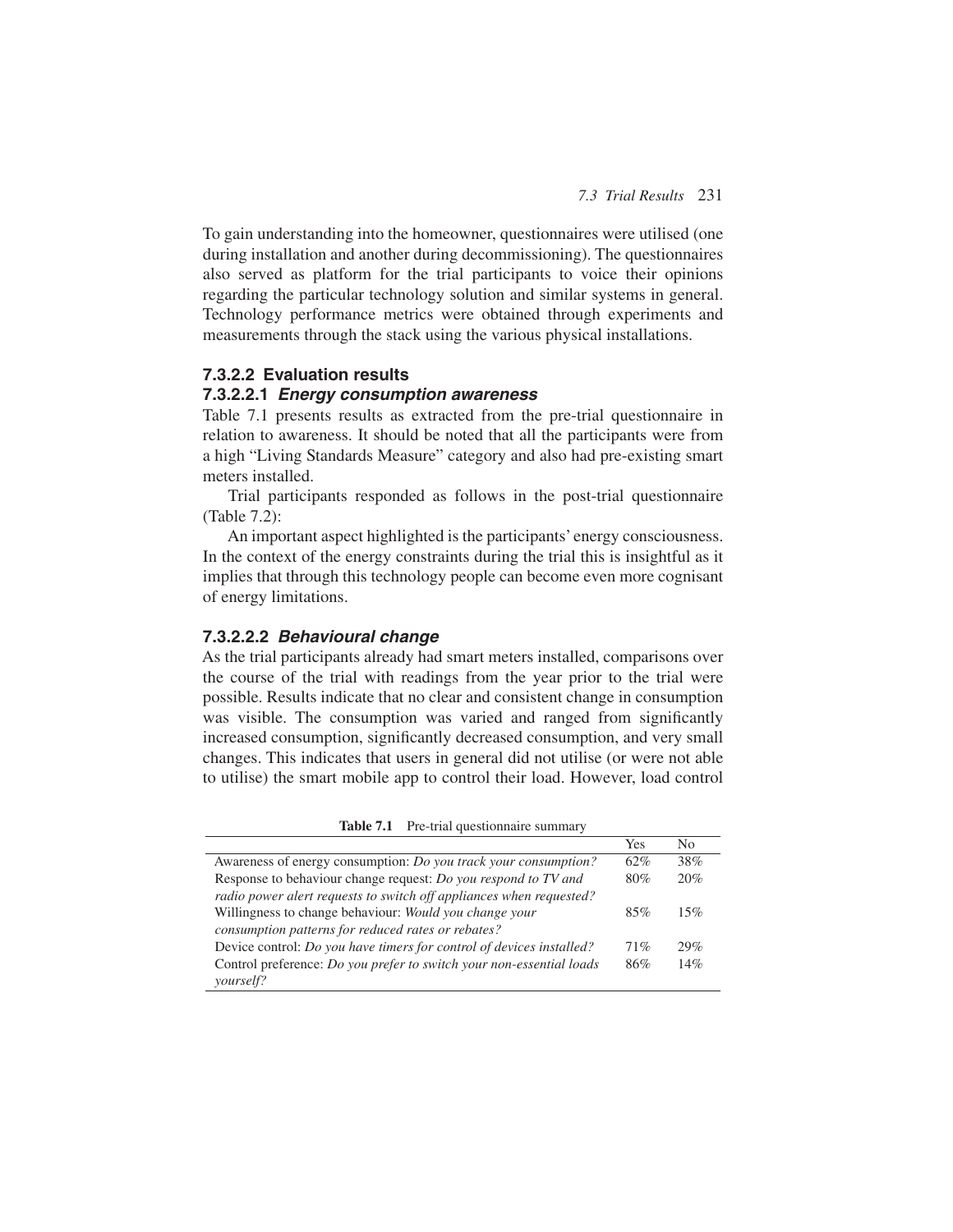To gain understanding into the homeowner, questionnaires were utilised (one during installation and another during decommissioning). The questionnaires also served as platform for the trial participants to voice their opinions regarding the particular technology solution and similar systems in general. Technology performance metrics were obtained through experiments and measurements through the stack using the various physical installations.

### 7.3.2.2 Evaluation results

#### 7.3.2.2.1 *Energy consumption awareness*

Table 7.1 presents results as extracted from the pre-trial questionnaire in relation to awareness. It should be noted that all the participants were from a high "Living Standards Measure" category and also had pre-existing smart meters installed.

Trial participants responded as follows in the post-trial questionnaire (Table 7.2):

An important aspect highlighted is the participants' energy consciousness. In the context of the energy constraints during the trial this is insightful as it implies that through this technology people can become even more cognisant of energy limitations.

#### 7.3.2.2.2 *Behavioural change*

As the trial participants already had smart meters installed, comparisons over the course of the trial with readings from the year prior to the trial were possible. Results indicate that no clear and consistent change in consumption was visible. The consumption was varied and ranged from significantly increased consumption, significantly decreased consumption, and very small changes. This indicates that users in general did not utilise (or were not able to utilise) the smart mobile app to control their load. However, load control

**Table 7.1** Pre-trial questionnaire summary

| | Yes | No |
|---|---|---|
| Awareness of energy consumption: *Do you track your consumption?* | 62% | 38% |
| Response to behaviour change request: *Do you respond to TV and radio power alert requests to switch off appliances when requested?* | 80% | 20% |
| Willingness to change behaviour: *Would you change your consumption patterns for reduced rates or rebates?* | 85% | 15% |
| Device control: *Do you have timers for control of devices installed?* | 71% | 29% |
| Control preference: *Do you prefer to switch your non-essential loads yourself?* | 86% | 14% |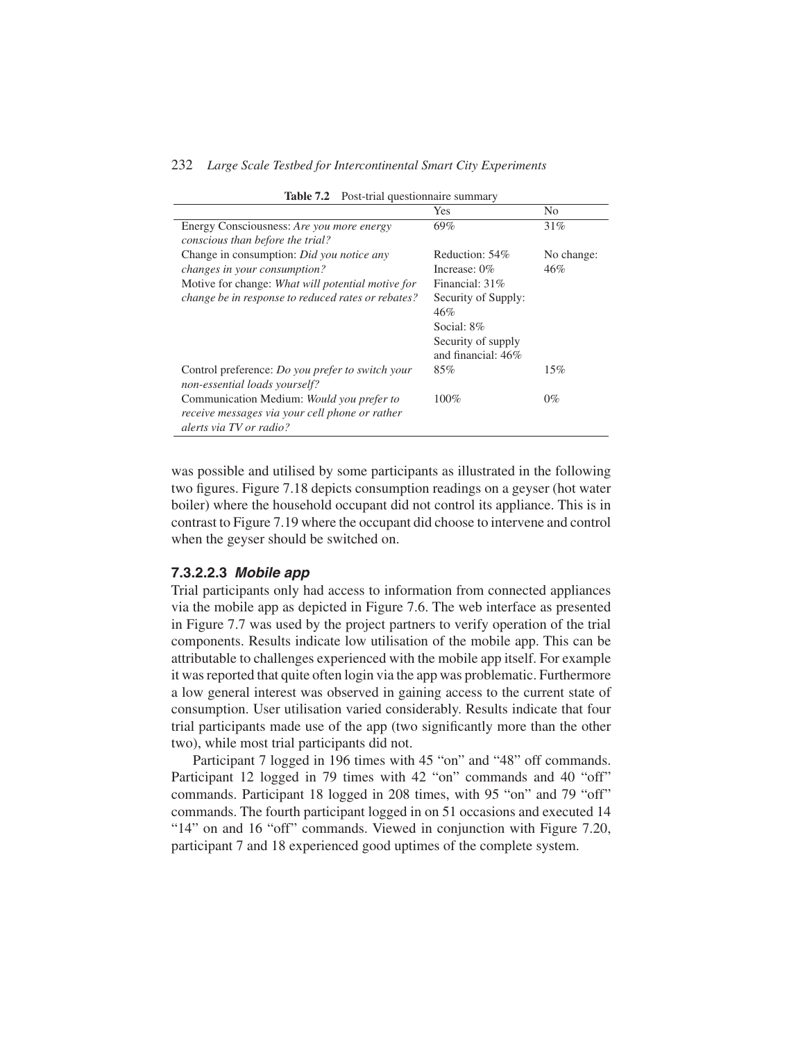**Table 7.2** Post-trial questionnaire summary

| | Yes | No |
|---|---|---|
| Energy Consciousness: *Are you more energy conscious than before the trial?* | 69% | 31% |
| Change in consumption: *Did you notice any changes in your consumption?* | Reduction: 54%<br>Increase: 0% | No change: 46% |
| Motive for change: *What will potential motive for change be in response to reduced rates or rebates?* | Financial: 31%<br>Security of Supply: 46%<br>Social: 8%<br>Security of supply and financial: 46% | |
| Control preference: *Do you prefer to switch your non-essential loads yourself?* | 85% | 15% |
| Communication Medium: *Would you prefer to receive messages via your cell phone or rather alerts via TV or radio?* | 100% | 0% |

was possible and utilised by some participants as illustrated in the following two figures. Figure 7.18 depicts consumption readings on a geyser (hot water boiler) where the household occupant did not control its appliance. This is in contrast to Figure 7.19 where the occupant did choose to intervene and control when the geyser should be switched on.

#### 7.3.2.2.3 *Mobile app*

Trial participants only had access to information from connected appliances via the mobile app as depicted in Figure 7.6. The web interface as presented in Figure 7.7 was used by the project partners to verify operation of the trial components. Results indicate low utilisation of the mobile app. This can be attributable to challenges experienced with the mobile app itself. For example it was reported that quite often login via the app was problematic. Furthermore a low general interest was observed in gaining access to the current state of consumption. User utilisation varied considerably. Results indicate that four trial participants made use of the app (two significantly more than the other two), while most trial participants did not.

Participant 7 logged in 196 times with 45 "on" and "48" off commands. Participant 12 logged in 79 times with 42 "on" commands and 40 "off" commands. Participant 18 logged in 208 times, with 95 "on" and 79 "off" commands. The fourth participant logged in on 51 occasions and executed 14 "14" on and 16 "off" commands. Viewed in conjunction with Figure 7.20, participant 7 and 18 experienced good uptimes of the complete system.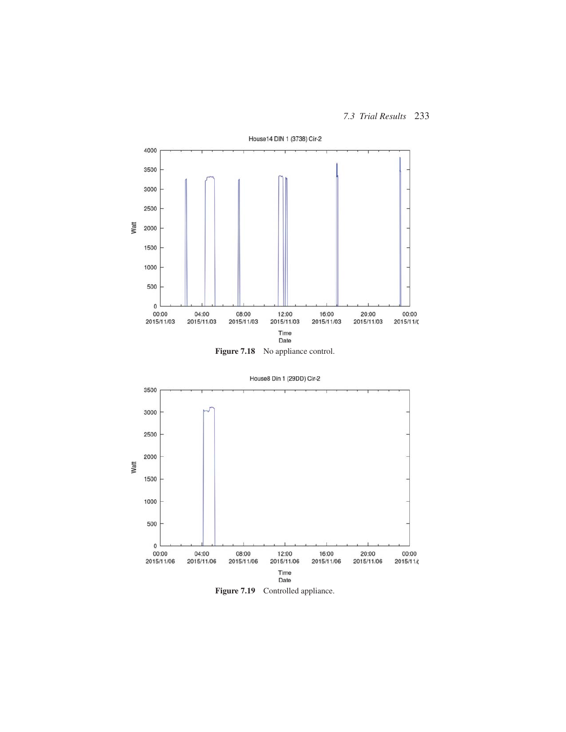Figure 7.18 No appliance control.

Figure 7.19 Controlled appliance.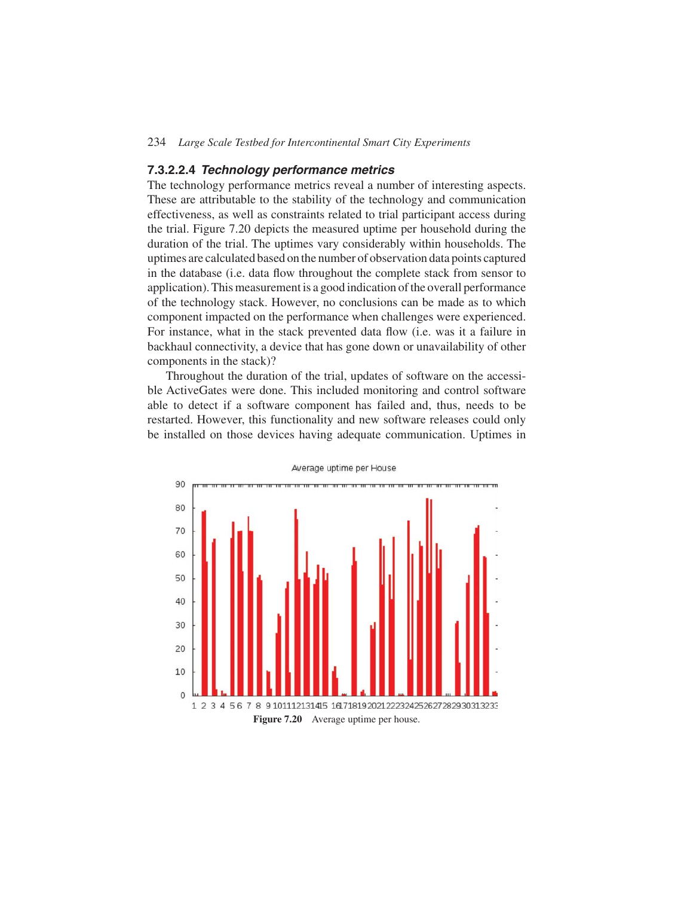#### 7.3.2.2.4 *Technology performance metrics*

The technology performance metrics reveal a number of interesting aspects. These are attributable to the stability of the technology and communication effectiveness, as well as constraints related to trial participant access during the trial. Figure 7.20 depicts the measured uptime per household during the duration of the trial. The uptimes vary considerably within households. The uptimes are calculated based on the number of observation data points captured in the database (i.e. data flow throughout the complete stack from sensor to application). This measurement is a good indication of the overall performance of the technology stack. However, no conclusions can be made as to which component impacted on the performance when challenges were experienced. For instance, what in the stack prevented data flow (i.e. was it a failure in backhaul connectivity, a device that has gone down or unavailability of other components in the stack)?

Throughout the duration of the trial, updates of software on the accessible ActiveGates were done. This included monitoring and control software able to detect if a software component has failed and, thus, needs to be restarted. However, this functionality and new software releases could only be installed on those devices having adequate communication. Uptimes in

**Figure 7.20** Average uptime per house.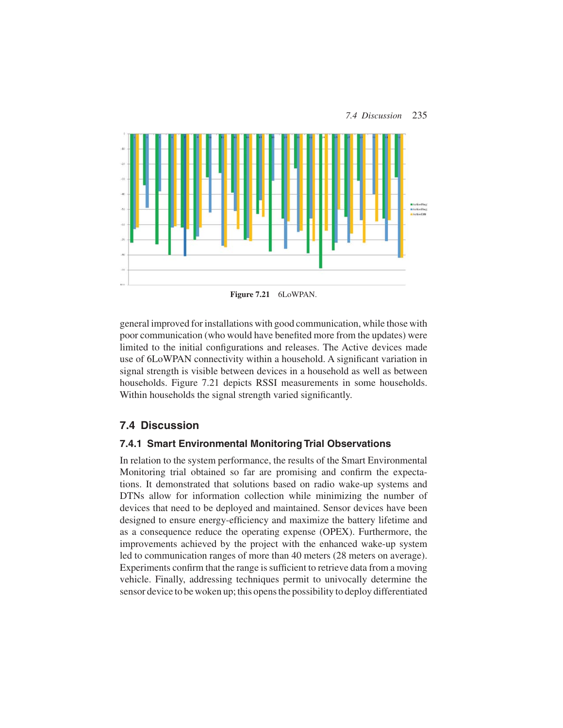Figure 7.21 6LoWPAN.

general improved for installations with good communication, while those with poor communication (who would have benefited more from the updates) were limited to the initial configurations and releases. The Active devices made use of 6LoWPAN connectivity within a household. A significant variation in signal strength is visible between devices in a household as well as between households. Figure 7.21 depicts RSSI measurements in some households. Within households the signal strength varied significantly.

## 7.4 Discussion

### 7.4.1 Smart Environmental Monitoring Trial Observations

In relation to the system performance, the results of the Smart Environmental Monitoring trial obtained so far are promising and confirm the expectations. It demonstrated that solutions based on radio wake-up systems and DTNs allow for information collection while minimizing the number of devices that need to be deployed and maintained. Sensor devices have been designed to ensure energy-efficiency and maximize the battery lifetime and as a consequence reduce the operating expense (OPEX). Furthermore, the improvements achieved by the project with the enhanced wake-up system led to communication ranges of more than 40 meters (28 meters on average). Experiments confirm that the range is sufficient to retrieve data from a moving vehicle. Finally, addressing techniques permit to univocally determine the sensor device to be woken up; this opens the possibility to deploy differentiated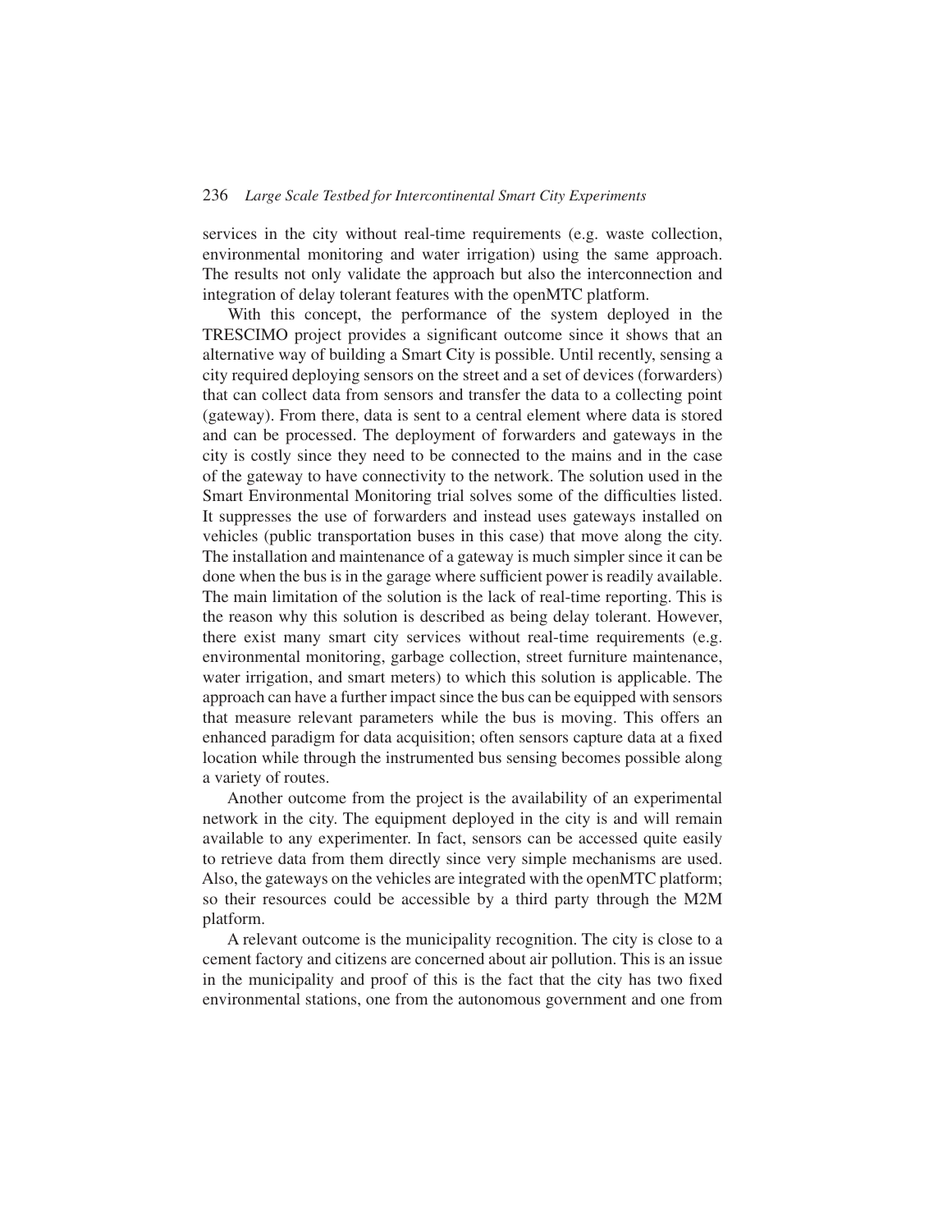services in the city without real-time requirements (e.g. waste collection, environmental monitoring and water irrigation) using the same approach. The results not only validate the approach but also the interconnection and integration of delay tolerant features with the openMTC platform.

With this concept, the performance of the system deployed in the TRESCIMO project provides a significant outcome since it shows that an alternative way of building a Smart City is possible. Until recently, sensing a city required deploying sensors on the street and a set of devices (forwarders) that can collect data from sensors and transfer the data to a collecting point (gateway). From there, data is sent to a central element where data is stored and can be processed. The deployment of forwarders and gateways in the city is costly since they need to be connected to the mains and in the case of the gateway to have connectivity to the network. The solution used in the Smart Environmental Monitoring trial solves some of the difficulties listed. It suppresses the use of forwarders and instead uses gateways installed on vehicles (public transportation buses in this case) that move along the city. The installation and maintenance of a gateway is much simpler since it can be done when the bus is in the garage where sufficient power is readily available. The main limitation of the solution is the lack of real-time reporting. This is the reason why this solution is described as being delay tolerant. However, there exist many smart city services without real-time requirements (e.g. environmental monitoring, garbage collection, street furniture maintenance, water irrigation, and smart meters) to which this solution is applicable. The approach can have a further impact since the bus can be equipped with sensors that measure relevant parameters while the bus is moving. This offers an enhanced paradigm for data acquisition; often sensors capture data at a fixed location while through the instrumented bus sensing becomes possible along a variety of routes.

Another outcome from the project is the availability of an experimental network in the city. The equipment deployed in the city is and will remain available to any experimenter. In fact, sensors can be accessed quite easily to retrieve data from them directly since very simple mechanisms are used. Also, the gateways on the vehicles are integrated with the openMTC platform; so their resources could be accessible by a third party through the M2M platform.

A relevant outcome is the municipality recognition. The city is close to a cement factory and citizens are concerned about air pollution. This is an issue in the municipality and proof of this is the fact that the city has two fixed environmental stations, one from the autonomous government and one from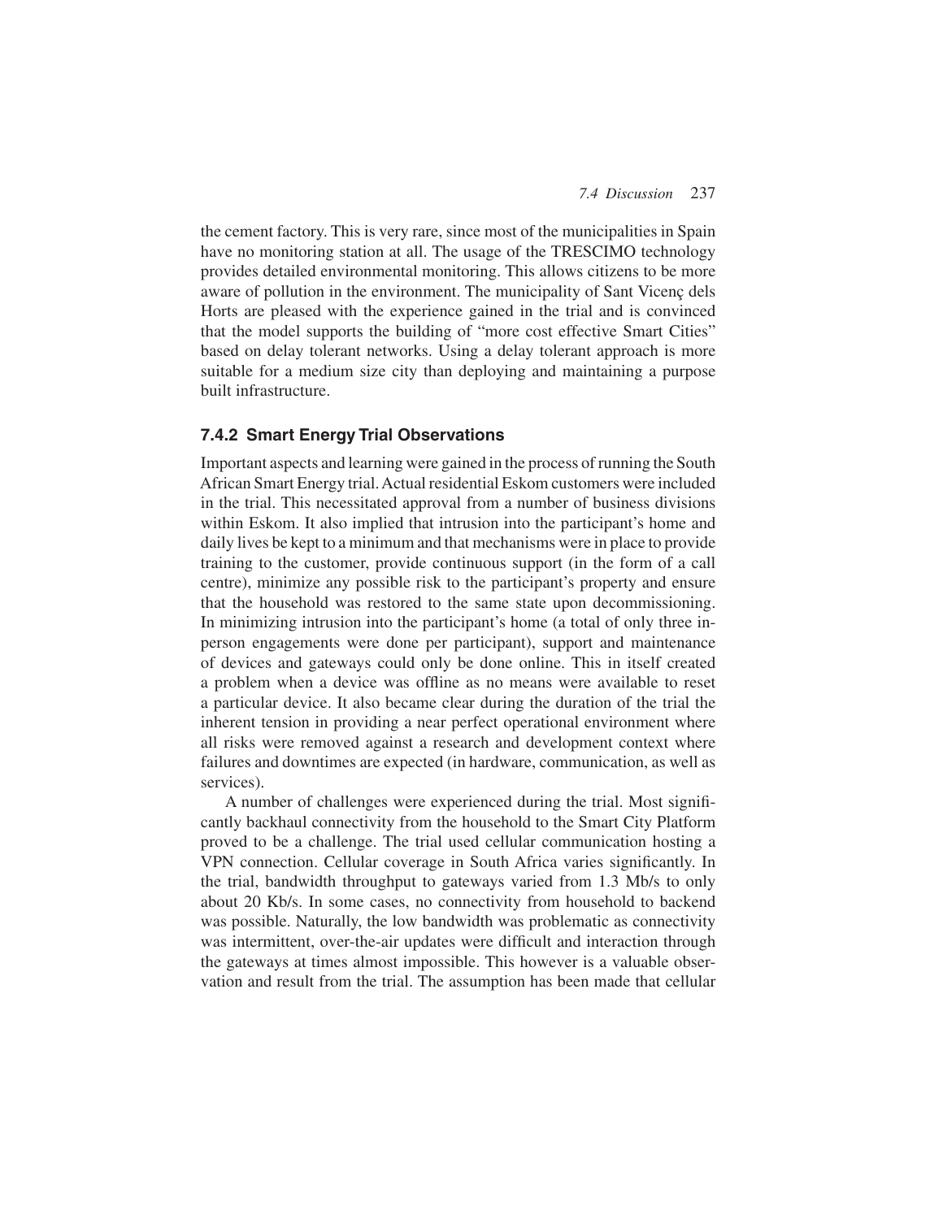the cement factory. This is very rare, since most of the municipalities in Spain have no monitoring station at all. The usage of the TRESCIMO technology provides detailed environmental monitoring. This allows citizens to be more aware of pollution in the environment. The municipality of Sant Vicenç dels Horts are pleased with the experience gained in the trial and is convinced that the model supports the building of "more cost effective Smart Cities" based on delay tolerant networks. Using a delay tolerant approach is more suitable for a medium size city than deploying and maintaining a purpose built infrastructure.

### 7.4.2 Smart Energy Trial Observations

Important aspects and learning were gained in the process of running the South African Smart Energy trial. Actual residential Eskom customers were included in the trial. This necessitated approval from a number of business divisions within Eskom. It also implied that intrusion into the participant's home and daily lives be kept to a minimum and that mechanisms were in place to provide training to the customer, provide continuous support (in the form of a call centre), minimize any possible risk to the participant's property and ensure that the household was restored to the same state upon decommissioning. In minimizing intrusion into the participant's home (a total of only three in-person engagements were done per participant), support and maintenance of devices and gateways could only be done online. This in itself created a problem when a device was offline as no means were available to reset a particular device. It also became clear during the duration of the trial the inherent tension in providing a near perfect operational environment where all risks were removed against a research and development context where failures and downtimes are expected (in hardware, communication, as well as services).

A number of challenges were experienced during the trial. Most significantly backhaul connectivity from the household to the Smart City Platform proved to be a challenge. The trial used cellular communication hosting a VPN connection. Cellular coverage in South Africa varies significantly. In the trial, bandwidth throughput to gateways varied from 1.3 Mb/s to only about 20 Kb/s. In some cases, no connectivity from household to backend was possible. Naturally, the low bandwidth was problematic as connectivity was intermittent, over-the-air updates were difficult and interaction through the gateways at times almost impossible. This however is a valuable observation and result from the trial. The assumption has been made that cellular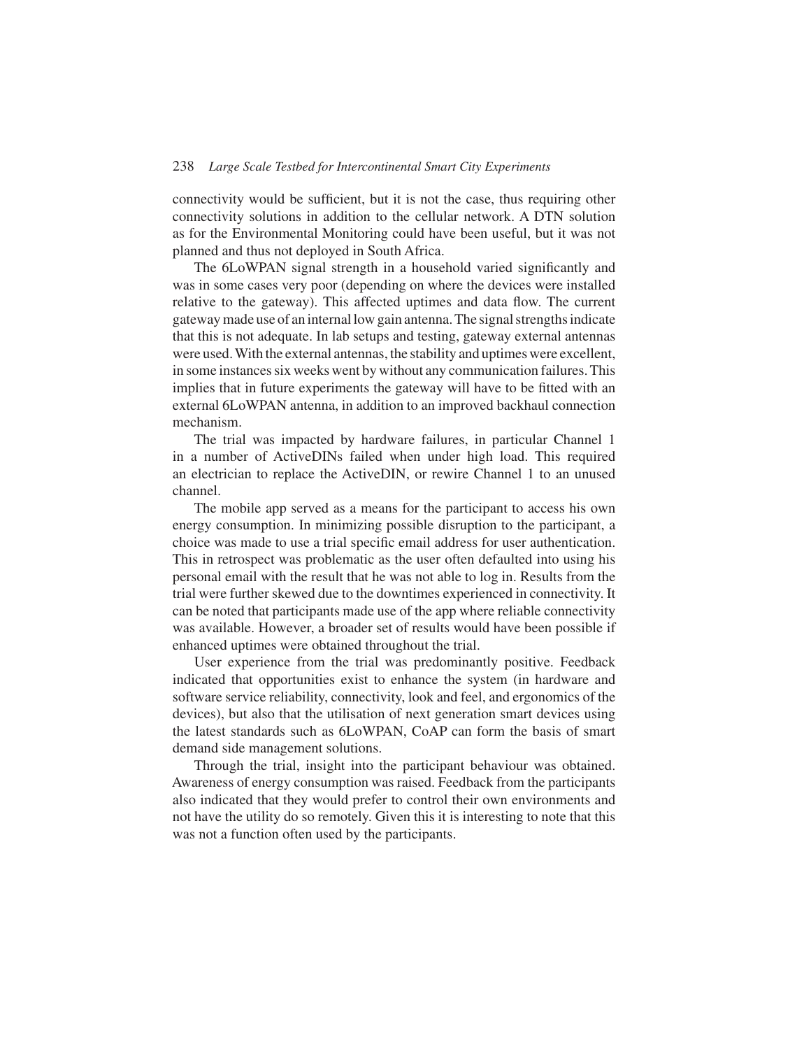connectivity would be sufficient, but it is not the case, thus requiring other connectivity solutions in addition to the cellular network. A DTN solution as for the Environmental Monitoring could have been useful, but it was not planned and thus not deployed in South Africa.

The 6LoWPAN signal strength in a household varied significantly and was in some cases very poor (depending on where the devices were installed relative to the gateway). This affected uptimes and data flow. The current gateway made use of an internal low gain antenna. The signal strengths indicate that this is not adequate. In lab setups and testing, gateway external antennas were used. With the external antennas, the stability and uptimes were excellent, in some instances six weeks went by without any communication failures. This implies that in future experiments the gateway will have to be fitted with an external 6LoWPAN antenna, in addition to an improved backhaul connection mechanism.

The trial was impacted by hardware failures, in particular Channel 1 in a number of ActiveDINs failed when under high load. This required an electrician to replace the ActiveDIN, or rewire Channel 1 to an unused channel.

The mobile app served as a means for the participant to access his own energy consumption. In minimizing possible disruption to the participant, a choice was made to use a trial specific email address for user authentication. This in retrospect was problematic as the user often defaulted into using his personal email with the result that he was not able to log in. Results from the trial were further skewed due to the downtimes experienced in connectivity. It can be noted that participants made use of the app where reliable connectivity was available. However, a broader set of results would have been possible if enhanced uptimes were obtained throughout the trial.

User experience from the trial was predominantly positive. Feedback indicated that opportunities exist to enhance the system (in hardware and software service reliability, connectivity, look and feel, and ergonomics of the devices), but also that the utilisation of next generation smart devices using the latest standards such as 6LoWPAN, CoAP can form the basis of smart demand side management solutions.

Through the trial, insight into the participant behaviour was obtained. Awareness of energy consumption was raised. Feedback from the participants also indicated that they would prefer to control their own environments and not have the utility do so remotely. Given this it is interesting to note that this was not a function often used by the participants.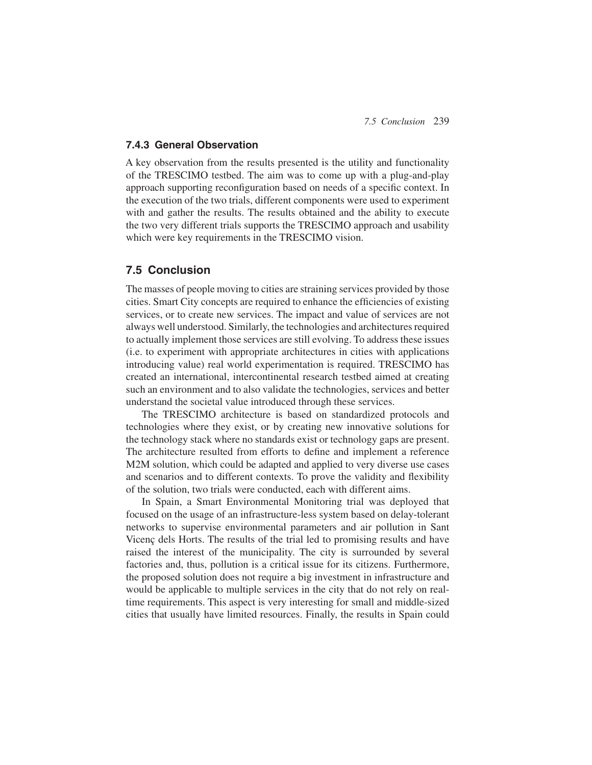### 7.4.3 General Observation

A key observation from the results presented is the utility and functionality of the TRESCIMO testbed. The aim was to come up with a plug-and-play approach supporting reconfiguration based on needs of a specific context. In the execution of the two trials, different components were used to experiment with and gather the results. The results obtained and the ability to execute the two very different trials supports the TRESCIMO approach and usability which were key requirements in the TRESCIMO vision.

## 7.5 Conclusion

The masses of people moving to cities are straining services provided by those cities. Smart City concepts are required to enhance the efficiencies of existing services, or to create new services. The impact and value of services are not always well understood. Similarly, the technologies and architectures required to actually implement those services are still evolving. To address these issues (i.e. to experiment with appropriate architectures in cities with applications introducing value) real world experimentation is required. TRESCIMO has created an international, intercontinental research testbed aimed at creating such an environment and to also validate the technologies, services and better understand the societal value introduced through these services.

The TRESCIMO architecture is based on standardized protocols and technologies where they exist, or by creating new innovative solutions for the technology stack where no standards exist or technology gaps are present. The architecture resulted from efforts to define and implement a reference M2M solution, which could be adapted and applied to very diverse use cases and scenarios and to different contexts. To prove the validity and flexibility of the solution, two trials were conducted, each with different aims.

In Spain, a Smart Environmental Monitoring trial was deployed that focused on the usage of an infrastructure-less system based on delay-tolerant networks to supervise environmental parameters and air pollution in Sant Vicenç dels Horts. The results of the trial led to promising results and have raised the interest of the municipality. The city is surrounded by several factories and, thus, pollution is a critical issue for its citizens. Furthermore, the proposed solution does not require a big investment in infrastructure and would be applicable to multiple services in the city that do not rely on real-time requirements. This aspect is very interesting for small and middle-sized cities that usually have limited resources. Finally, the results in Spain could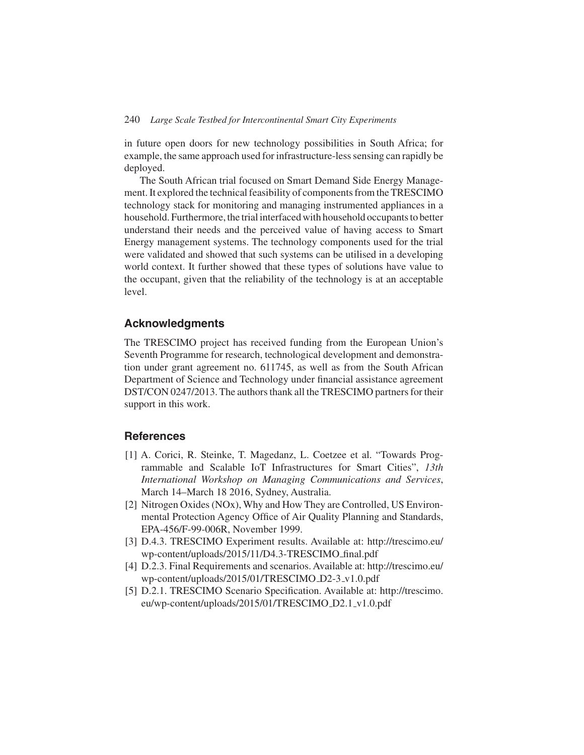in future open doors for new technology possibilities in South Africa; for example, the same approach used for infrastructure-less sensing can rapidly be deployed.

The South African trial focused on Smart Demand Side Energy Management. It explored the technical feasibility of components from the TRESCIMO technology stack for monitoring and managing instrumented appliances in a household. Furthermore, the trial interfaced with household occupants to better understand their needs and the perceived value of having access to Smart Energy management systems. The technology components used for the trial were validated and showed that such systems can be utilised in a developing world context. It further showed that these types of solutions have value to the occupant, given that the reliability of the technology is at an acceptable level.

## Acknowledgments

The TRESCIMO project has received funding from the European Union's Seventh Programme for research, technological development and demonstration under grant agreement no. 611745, as well as from the South African Department of Science and Technology under financial assistance agreement DST/CON 0247/2013. The authors thank all the TRESCIMO partners for their support in this work.

## References

[1] A. Corici, R. Steinke, T. Magedanz, L. Coetzee et al. "Towards Programmable and Scalable IoT Infrastructures for Smart Cities", *13th International Workshop on Managing Communications and Services*, March 14–March 18 2016, Sydney, Australia.

[2] Nitrogen Oxides (NOx), Why and How They are Controlled, US Environmental Protection Agency Office of Air Quality Planning and Standards, EPA-456/F-99-006R, November 1999.

[3] D.4.3. TRESCIMO Experiment results. Available at: http://trescimo.eu/wp-content/uploads/2015/11/D4.3-TRESCIMO_final.pdf

[4] D.2.3. Final Requirements and scenarios. Available at: http://trescimo.eu/wp-content/uploads/2015/01/TRESCIMO_D2-3_v1.0.pdf

[5] D.2.1. TRESCIMO Scenario Specification. Available at: http://trescimo.eu/wp-content/uploads/2015/01/TRESCIMO_D2.1_v1.0.pdf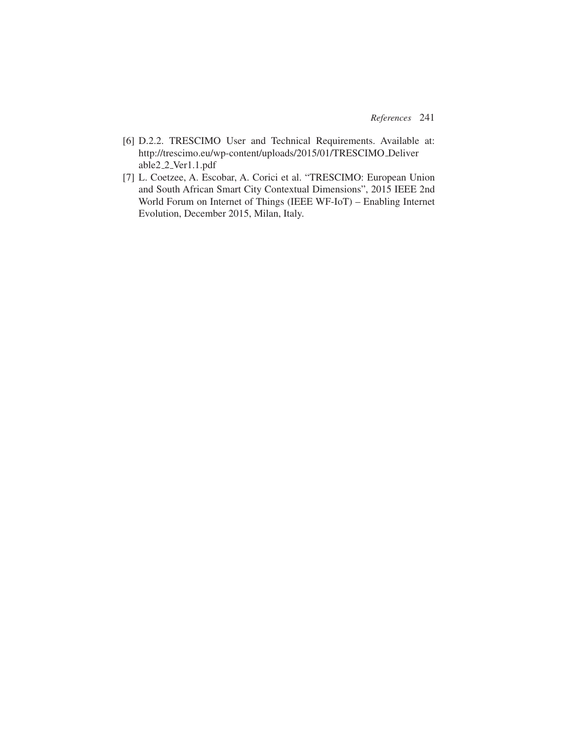[6] D.2.2. TRESCIMO User and Technical Requirements. Available at: http://trescimo.eu/wp-content/uploads/2015/01/TRESCIMO_Deliverable2_2_Ver1.1.pdf

[7] L. Coetzee, A. Escobar, A. Corici et al. "TRESCIMO: European Union and South African Smart City Contextual Dimensions", 2015 IEEE 2nd World Forum on Internet of Things (IEEE WF-IoT) – Enabling Internet Evolution, December 2015, Milan, Italy.